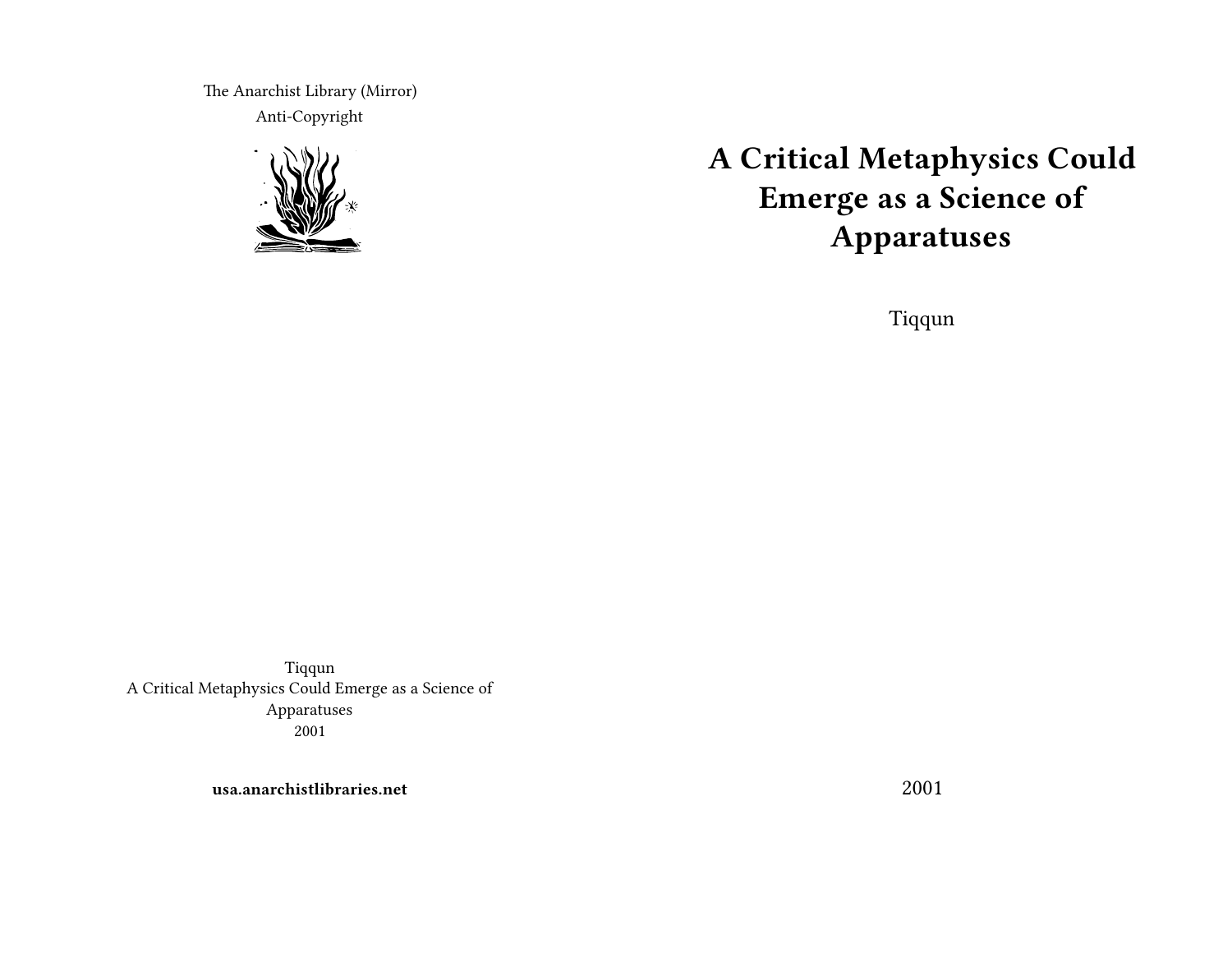# A Critical Metaphysics Could Emerge as a Science of Apparatuses

Tiqqun

2001

The Anarchist Library (Mirror)
Anti-Copyright

Tiqqun
A Critical Metaphysics Could Emerge as a Science of Apparatuses
2001

**usa.anarchistlibraries.net**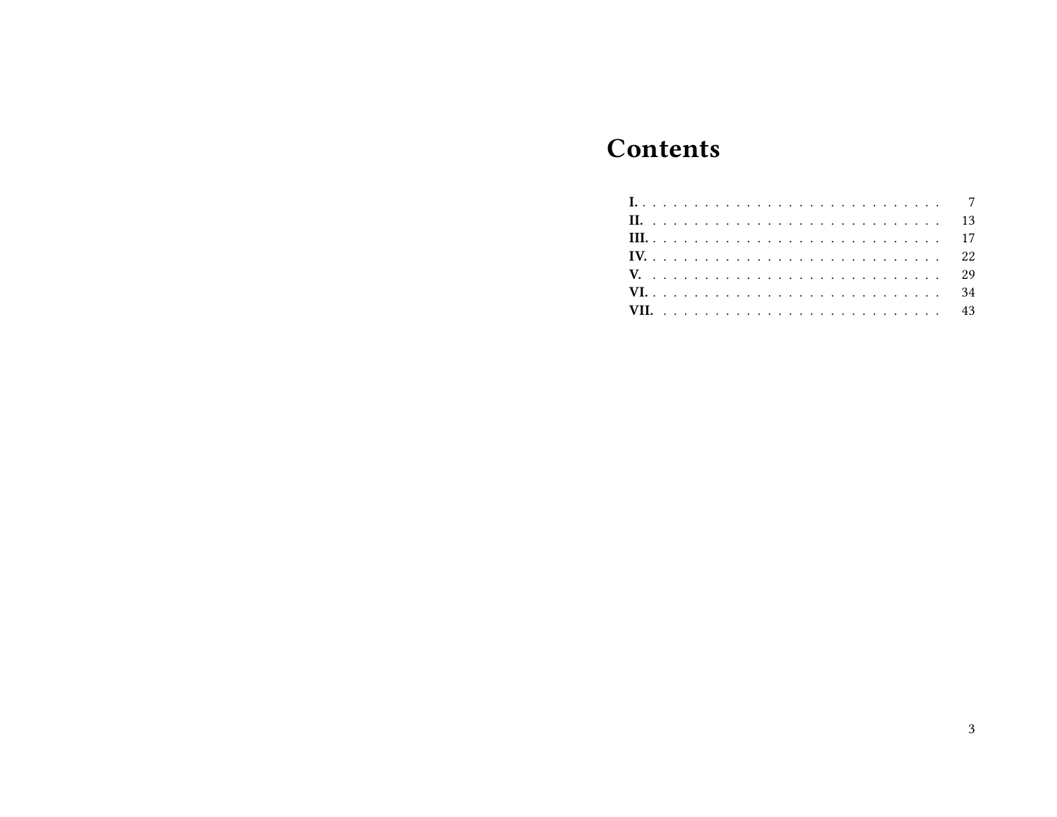# Contents

| | |
|---|---|
| **I.** | 7 |
| **II.** | 13 |
| **III.** | 17 |
| **IV.** | 22 |
| **V.** | 29 |
| **VI.** | 34 |
| **VII.** | 43 |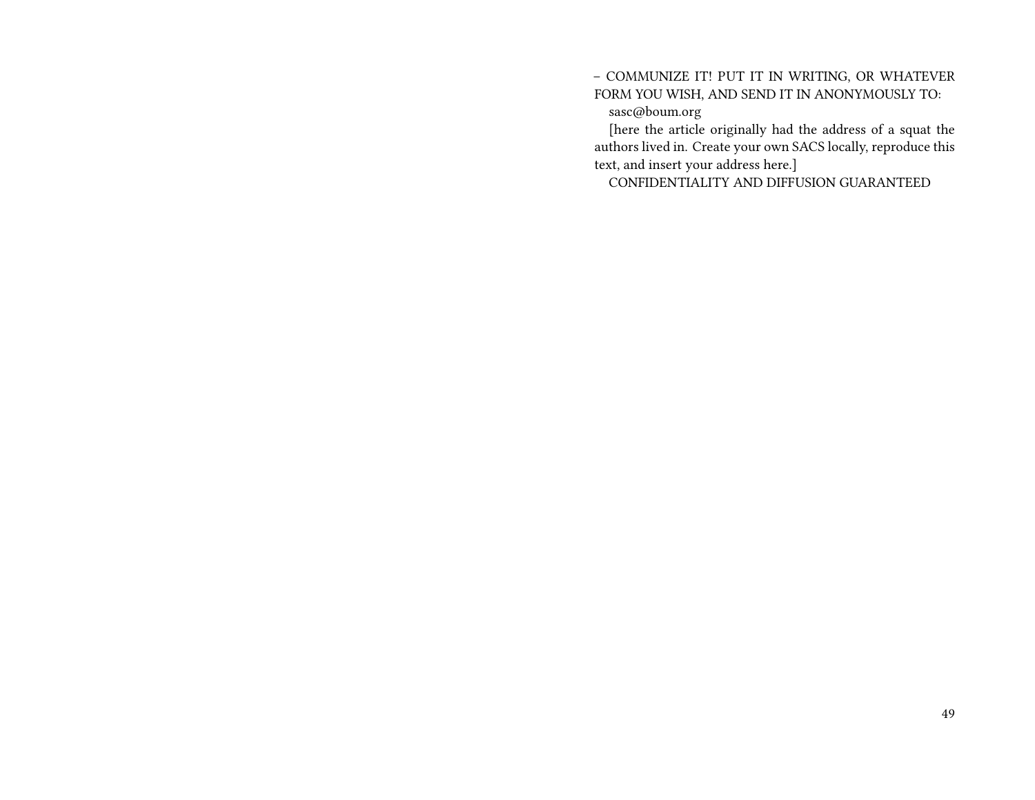– COMMUNIZE IT! PUT IT IN WRITING, OR WHATEVER FORM YOU WISH, AND SEND IT IN ANONYMOUSLY TO:

sasc@boum.org

[here the article originally had the address of a squat the authors lived in. Create your own SACS locally, reproduce this text, and insert your address here.]

CONFIDENTIALITY AND DIFFUSION GUARANTEED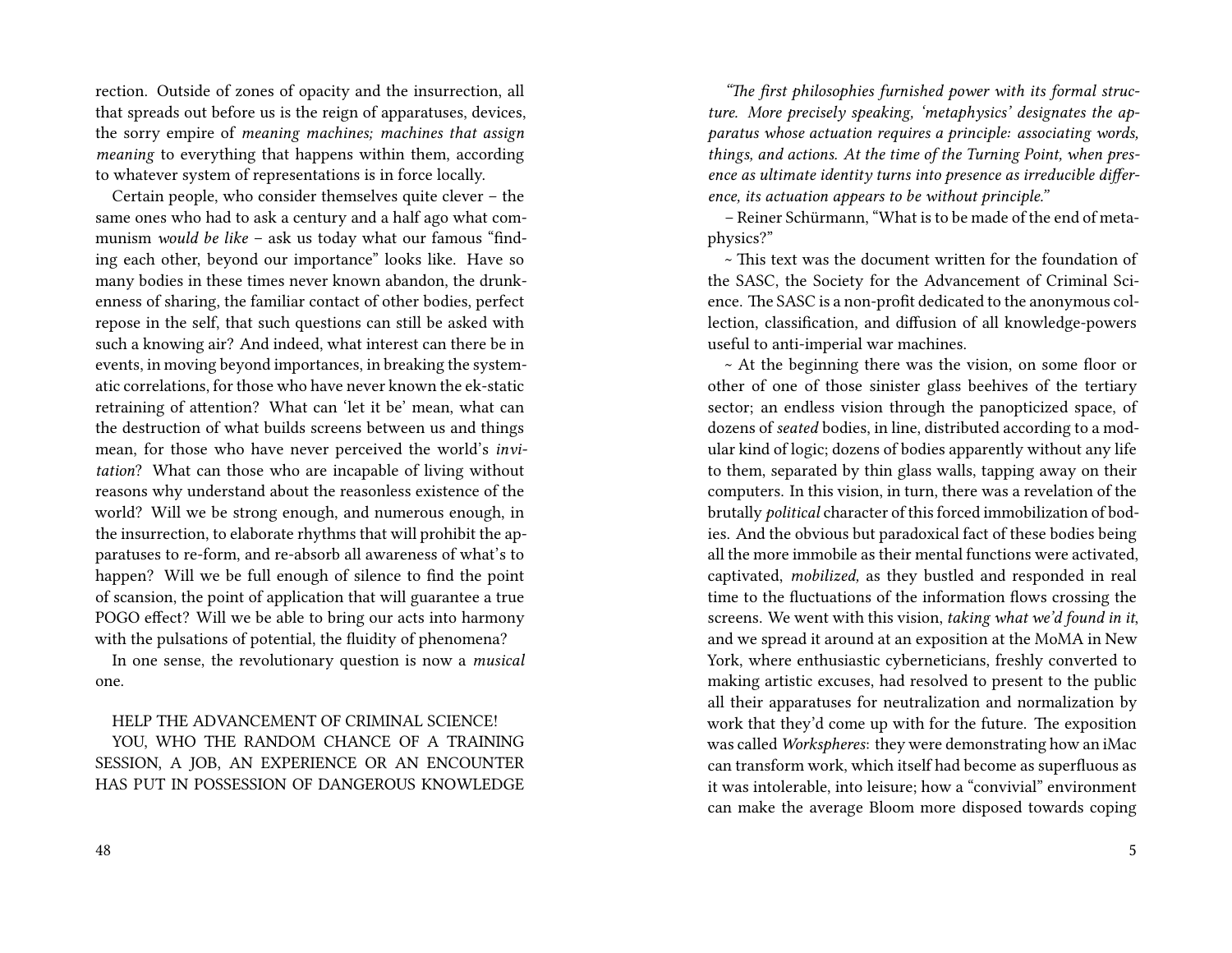rection. Outside of zones of opacity and the insurrection, all that spreads out before us is the reign of apparatuses, devices, the sorry empire of *meaning machines; machines that assign meaning* to everything that happens within them, according to whatever system of representations is in force locally.

Certain people, who consider themselves quite clever – the same ones who had to ask a century and a half ago what communism *would be like* – ask us today what our famous "finding each other, beyond our importance" looks like. Have so many bodies in these times never known abandon, the drunkenness of sharing, the familiar contact of other bodies, perfect repose in the self, that such questions can still be asked with such a knowing air? And indeed, what interest can there be in events, in moving beyond importances, in breaking the systematic correlations, for those who have never known the ek-static retraining of attention? What can 'let it be' mean, what can the destruction of what builds screens between us and things mean, for those who have never perceived the world's *invitation*? What can those who are incapable of living without reasons why understand about the reasonless existence of the world? Will we be strong enough, and numerous enough, in the insurrection, to elaborate rhythms that will prohibit the apparatuses to re-form, and re-absorb all awareness of what's to happen? Will we be full enough of silence to find the point of scansion, the point of application that will guarantee a true POGO effect? Will we be able to bring our acts into harmony with the pulsations of potential, the fluidity of phenomena?

In one sense, the revolutionary question is now a *musical* one.

HELP THE ADVANCEMENT OF CRIMINAL SCIENCE!

YOU, WHO THE RANDOM CHANCE OF A TRAINING SESSION, A JOB, AN EXPERIENCE OR AN ENCOUNTER HAS PUT IN POSSESSION OF DANGEROUS KNOWLEDGE

*"The first philosophies furnished power with its formal structure. More precisely speaking, 'metaphysics' designates the apparatus whose actuation requires a principle: associating words, things, and actions. At the time of the Turning Point, when presence as ultimate identity turns into presence as irreducible difference, its actuation appears to be without principle."*

– Reiner Schürmann, "What is to be made of the end of metaphysics?"

~ This text was the document written for the foundation of the SASC, the Society for the Advancement of Criminal Science. The SASC is a non-profit dedicated to the anonymous collection, classification, and diffusion of all knowledge-powers useful to anti-imperial war machines.

~ At the beginning there was the vision, on some floor or other of one of those sinister glass beehives of the tertiary sector; an endless vision through the panopticized space, of dozens of *seated* bodies, in line, distributed according to a modular kind of logic; dozens of bodies apparently without any life to them, separated by thin glass walls, tapping away on their computers. In this vision, in turn, there was a revelation of the brutally *political* character of this forced immobilization of bodies. And the obvious but paradoxical fact of these bodies being all the more immobile as their mental functions were activated, captivated, *mobilized*, as they bustled and responded in real time to the fluctuations of the information flows crossing the screens. We went with this vision, *taking what we'd found in it*, and we spread it around at an exposition at the MoMA in New York, where enthusiastic cyberneticians, freshly converted to making artistic excuses, had resolved to present to the public all their apparatuses for neutralization and normalization by work that they'd come up with for the future. The exposition was called *Workspheres*: they were demonstrating how an iMac can transform work, which itself had become as superfluous as it was intolerable, into leisure; how a "convivial" environment can make the average Bloom more disposed towards coping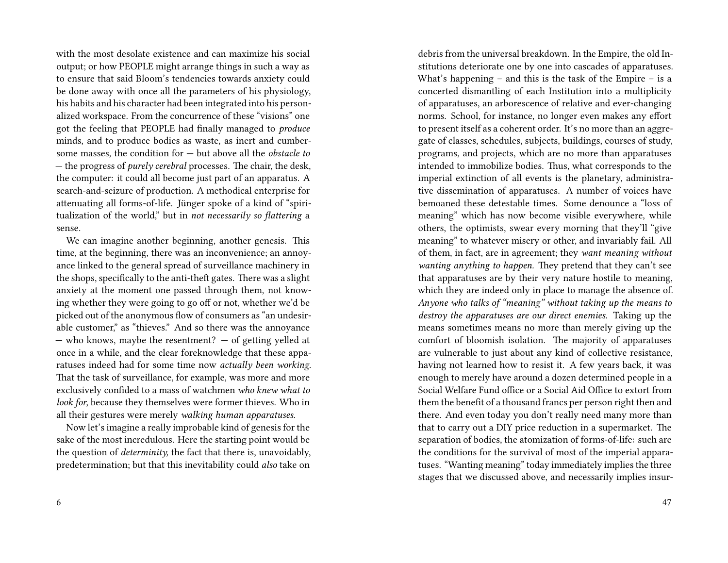with the most desolate existence and can maximize his social output; or how PEOPLE might arrange things in such a way as to ensure that said Bloom's tendencies towards anxiety could be done away with once all the parameters of his physiology, his habits and his character had been integrated into his personalized workspace. From the concurrence of these "visions" one got the feeling that PEOPLE had finally managed to *produce* minds, and to produce bodies as waste, as inert and cumbersome masses, the condition for — but above all the *obstacle to* — the progress of *purely cerebral* processes. The chair, the desk, the computer: it could all become just part of an apparatus. A search-and-seizure of production. A methodical enterprise for attenuating all forms-of-life. Jünger spoke of a kind of "spiritualization of the world," but in *not necessarily so flattering* a sense.

We can imagine another beginning, another genesis. This time, at the beginning, there was an inconvenience; an annoyance linked to the general spread of surveillance machinery in the shops, specifically to the anti-theft gates. There was a slight anxiety at the moment one passed through them, not knowing whether they were going to go off or not, whether we'd be picked out of the anonymous flow of consumers as "an undesirable customer," as "thieves." And so there was the annoyance — who knows, maybe the resentment? — of getting yelled at once in a while, and the clear foreknowledge that these apparatuses indeed had for some time now *actually been working*. That the task of surveillance, for example, was more and more exclusively confided to a mass of watchmen *who knew what to look for*, because they themselves were former thieves. Who in all their gestures were merely *walking human apparatuses.*

Now let's imagine a really improbable kind of genesis for the sake of the most incredulous. Here the starting point would be the question of *determinity,* the fact that there is, unavoidably, predetermination; but that this inevitability could *also* take on

debris from the universal breakdown. In the Empire, the old Institutions deteriorate one by one into cascades of apparatuses. What's happening – and this is the task of the Empire – is a concerted dismantling of each Institution into a multiplicity of apparatuses, an arborescence of relative and ever-changing norms. School, for instance, no longer even makes any effort to present itself as a coherent order. It's no more than an aggregate of classes, schedules, subjects, buildings, courses of study, programs, and projects, which are no more than apparatuses intended to immobilize bodies. Thus, what corresponds to the imperial extinction of all events is the planetary, administrative dissemination of apparatuses. A number of voices have bemoaned these detestable times. Some denounce a "loss of meaning" which has now become visible everywhere, while others, the optimists, swear every morning that they'll "give meaning" to whatever misery or other, and invariably fail. All of them, in fact, are in agreement; they *want meaning without wanting anything to happen.* They pretend that they can't see that apparatuses are by their very nature hostile to meaning, which they are indeed only in place to manage the absence of. *Anyone who talks of "meaning" without taking up the means to destroy the apparatuses are our direct enemies.* Taking up the means sometimes means no more than merely giving up the comfort of bloomish isolation. The majority of apparatuses are vulnerable to just about any kind of collective resistance, having not learned how to resist it. A few years back, it was enough to merely have around a dozen determined people in a Social Welfare Fund office or a Social Aid Office to extort from them the benefit of a thousand francs per person right then and there. And even today you don't really need many more than that to carry out a DIY price reduction in a supermarket. The separation of bodies, the atomization of forms-of-life: such are the conditions for the survival of most of the imperial apparatuses. "Wanting meaning" today immediately implies the three stages that we discussed above, and necessarily implies insur-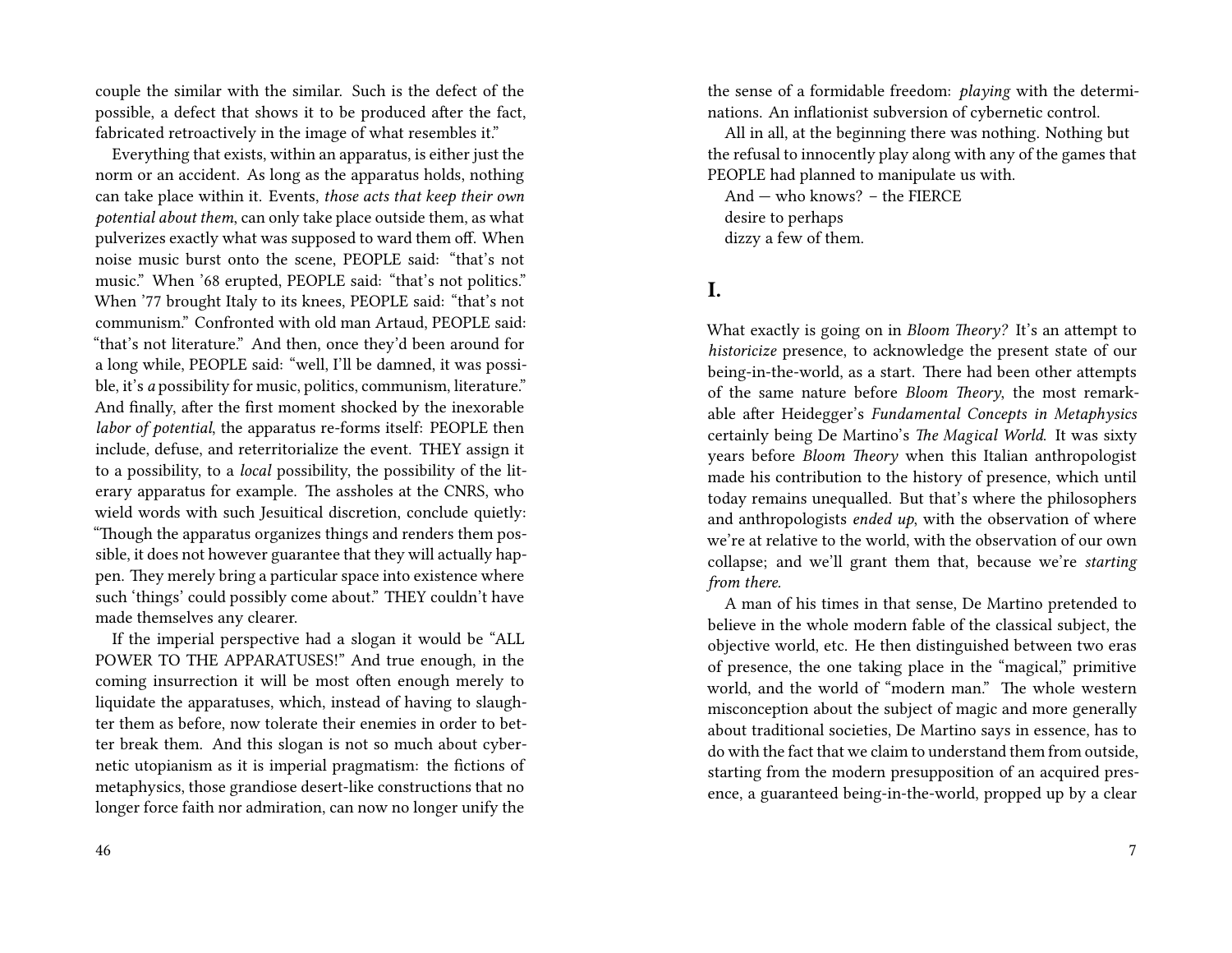couple the similar with the similar. Such is the defect of the possible, a defect that shows it to be produced after the fact, fabricated retroactively in the image of what resembles it."

Everything that exists, within an apparatus, is either just the norm or an accident. As long as the apparatus holds, nothing can take place within it. Events, *those acts that keep their own potential about them*, can only take place outside them, as what pulverizes exactly what was supposed to ward them off. When noise music burst onto the scene, PEOPLE said: "that's not music." When '68 erupted, PEOPLE said: "that's not politics." When '77 brought Italy to its knees, PEOPLE said: "that's not communism." Confronted with old man Artaud, PEOPLE said: "that's not literature." And then, once they'd been around for a long while, PEOPLE said: "well, I'll be damned, it was possible, it's *a* possibility for music, politics, communism, literature." And finally, after the first moment shocked by the inexorable *labor of potential*, the apparatus re-forms itself: PEOPLE then include, defuse, and reterritorialize the event. THEY assign it to a possibility, to a *local* possibility, the possibility of the literary apparatus for example. The assholes at the CNRS, who wield words with such Jesuitical discretion, conclude quietly: "Though the apparatus organizes things and renders them possible, it does not however guarantee that they will actually happen. They merely bring a particular space into existence where such 'things' could possibly come about." THEY couldn't have made themselves any clearer.

If the imperial perspective had a slogan it would be "ALL POWER TO THE APPARATUSES!" And true enough, in the coming insurrection it will be most often enough merely to liquidate the apparatuses, which, instead of having to slaughter them as before, now tolerate their enemies in order to better break them. And this slogan is not so much about cybernetic utopianism as it is imperial pragmatism: the fictions of metaphysics, those grandiose desert-like constructions that no longer force faith nor admiration, can now no longer unify the

the sense of a formidable freedom: *playing* with the determinations. An inflationist subversion of cybernetic control.

All in all, at the beginning there was nothing. Nothing but the refusal to innocently play along with any of the games that PEOPLE had planned to manipulate us with.

And — who knows? – the FIERCE
desire to perhaps
dizzy a few of them.

## I.

What exactly is going on in *Bloom Theory?* It's an attempt to *historicize* presence, to acknowledge the present state of our being-in-the-world, as a start. There had been other attempts of the same nature before *Bloom Theory*, the most remarkable after Heidegger's *Fundamental Concepts in Metaphysics* certainly being De Martino's *The Magical World.* It was sixty years before *Bloom Theory* when this Italian anthropologist made his contribution to the history of presence, which until today remains unequalled. But that's where the philosophers and anthropologists *ended up*, with the observation of where we're at relative to the world, with the observation of our own collapse; and we'll grant them that, because we're *starting from there.*

A man of his times in that sense, De Martino pretended to believe in the whole modern fable of the classical subject, the objective world, etc. He then distinguished between two eras of presence, the one taking place in the "magical," primitive world, and the world of "modern man." The whole western misconception about the subject of magic and more generally about traditional societies, De Martino says in essence, has to do with the fact that we claim to understand them from outside, starting from the modern presupposition of an acquired presence, a guaranteed being-in-the-world, propped up by a clear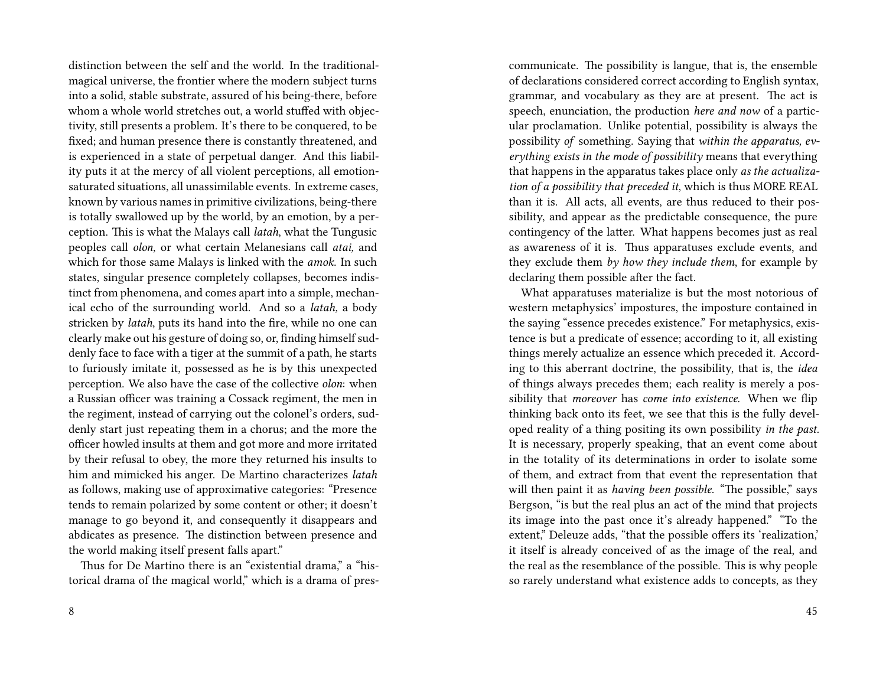distinction between the self and the world. In the traditional-magical universe, the frontier where the modern subject turns into a solid, stable substrate, assured of his being-there, before whom a whole world stretches out, a world stuffed with objectivity, still presents a problem. It's there to be conquered, to be fixed; and human presence there is constantly threatened, and is experienced in a state of perpetual danger. And this liability puts it at the mercy of all violent perceptions, all emotion-saturated situations, all unassimilable events. In extreme cases, known by various names in primitive civilizations, being-there is totally swallowed up by the world, by an emotion, by a perception. This is what the Malays call *latah*, what the Tungusic peoples call *olon*, or what certain Melanesians call *atai,* and which for those same Malays is linked with the *amok*. In such states, singular presence completely collapses, becomes indistinct from phenomena, and comes apart into a simple, mechanical echo of the surrounding world. And so a *latah,* a body stricken by *latah*, puts its hand into the fire, while no one can clearly make out his gesture of doing so, or, finding himself suddenly face to face with a tiger at the summit of a path, he starts to furiously imitate it, possessed as he is by this unexpected perception. We also have the case of the collective *olon*: when a Russian officer was training a Cossack regiment, the men in the regiment, instead of carrying out the colonel's orders, suddenly start just repeating them in a chorus; and the more the officer howled insults at them and got more and more irritated by their refusal to obey, the more they returned his insults to him and mimicked his anger. De Martino characterizes *latah* as follows, making use of approximative categories: "Presence tends to remain polarized by some content or other; it doesn't manage to go beyond it, and consequently it disappears and abdicates as presence. The distinction between presence and the world making itself present falls apart."

Thus for De Martino there is an "existential drama," a "historical drama of the magical world," which is a drama of pres-

communicate. The possibility is langue, that is, the ensemble of declarations considered correct according to English syntax, grammar, and vocabulary as they are at present. The act is speech, enunciation, the production *here and now* of a particular proclamation. Unlike potential, possibility is always the possibility *of* something. Saying that *within the apparatus, everything exists in the mode of possibility* means that everything that happens in the apparatus takes place only *as the actualization of a possibility that preceded it*, which is thus MORE REAL than it is. All acts, all events, are thus reduced to their possibility, and appear as the predictable consequence, the pure contingency of the latter. What happens becomes just as real as awareness of it is. Thus apparatuses exclude events, and they exclude them *by how they include them*, for example by declaring them possible after the fact.

What apparatuses materialize is but the most notorious of western metaphysics' impostures, the imposture contained in the saying "essence precedes existence." For metaphysics, existence is but a predicate of essence; according to it, all existing things merely actualize an essence which preceded it. According to this aberrant doctrine, the possibility, that is, the *idea* of things always precedes them; each reality is merely a possibility that *moreover* has *come into existence.* When we flip thinking back onto its feet, we see that this is the fully developed reality of a thing positing its own possibility *in the past.* It is necessary, properly speaking, that an event come about in the totality of its determinations in order to isolate some of them, and extract from that event the representation that will then paint it as *having been possible.* "The possible," says Bergson, "is but the real plus an act of the mind that projects its image into the past once it's already happened." "To the extent," Deleuze adds, "that the possible offers its 'realization,' it itself is already conceived of as the image of the real, and the real as the resemblance of the possible. This is why people so rarely understand what existence adds to concepts, as they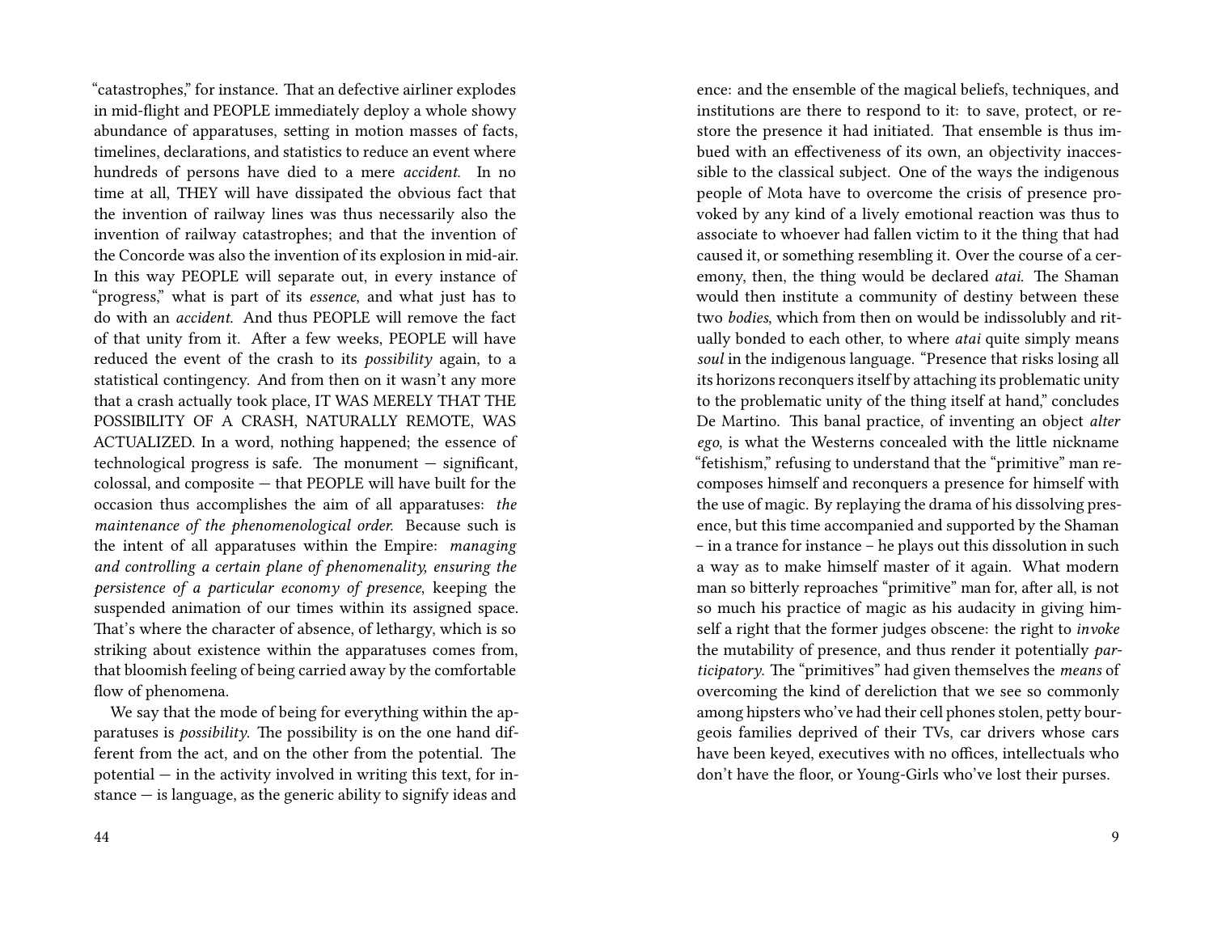"catastrophes," for instance. That an defective airliner explodes in mid-flight and PEOPLE immediately deploy a whole showy abundance of apparatuses, setting in motion masses of facts, timelines, declarations, and statistics to reduce an event where hundreds of persons have died to a mere *accident.* In no time at all, THEY will have dissipated the obvious fact that the invention of railway lines was thus necessarily also the invention of railway catastrophes; and that the invention of the Concorde was also the invention of its explosion in mid-air. In this way PEOPLE will separate out, in every instance of "progress," what is part of its *essence*, and what just has to do with an *accident.* And thus PEOPLE will remove the fact of that unity from it. After a few weeks, PEOPLE will have reduced the event of the crash to its *possibility* again, to a statistical contingency. And from then on it wasn't any more that a crash actually took place, IT WAS MERELY THAT THE POSSIBILITY OF A CRASH, NATURALLY REMOTE, WAS ACTUALIZED. In a word, nothing happened; the essence of technological progress is safe. The monument — significant, colossal, and composite — that PEOPLE will have built for the occasion thus accomplishes the aim of all apparatuses: *the maintenance of the phenomenological order.* Because such is the intent of all apparatuses within the Empire: *managing and controlling a certain plane of phenomenality, ensuring the persistence of a particular economy of presence*, keeping the suspended animation of our times within its assigned space. That's where the character of absence, of lethargy, which is so striking about existence within the apparatuses comes from, that bloomish feeling of being carried away by the comfortable flow of phenomena.

We say that the mode of being for everything within the apparatuses is *possibility*. The possibility is on the one hand different from the act, and on the other from the potential. The potential — in the activity involved in writing this text, for instance — is language, as the generic ability to signify ideas and

ence: and the ensemble of the magical beliefs, techniques, and institutions are there to respond to it: to save, protect, or restore the presence it had initiated. That ensemble is thus imbued with an effectiveness of its own, an objectivity inaccessible to the classical subject. One of the ways the indigenous people of Mota have to overcome the crisis of presence provoked by any kind of a lively emotional reaction was thus to associate to whoever had fallen victim to it the thing that had caused it, or something resembling it. Over the course of a ceremony, then, the thing would be declared *atai.* The Shaman would then institute a community of destiny between these two *bodies*, which from then on would be indissolubly and ritually bonded to each other, to where *atai* quite simply means *soul* in the indigenous language. "Presence that risks losing all its horizons reconquers itself by attaching its problematic unity to the problematic unity of the thing itself at hand," concludes De Martino. This banal practice, of inventing an object *alter ego*, is what the Westerns concealed with the little nickname "fetishism," refusing to understand that the "primitive" man recomposes himself and reconquers a presence for himself with the use of magic. By replaying the drama of his dissolving presence, but this time accompanied and supported by the Shaman – in a trance for instance – he plays out this dissolution in such a way as to make himself master of it again. What modern man so bitterly reproaches "primitive" man for, after all, is not so much his practice of magic as his audacity in giving himself a right that the former judges obscene: the right to *invoke* the mutability of presence, and thus render it potentially *participatory*. The "primitives" had given themselves the *means* of overcoming the kind of dereliction that we see so commonly among hipsters who've had their cell phones stolen, petty bourgeois families deprived of their TVs, car drivers whose cars have been keyed, executives with no offices, intellectuals who don't have the floor, or Young-Girls who've lost their purses.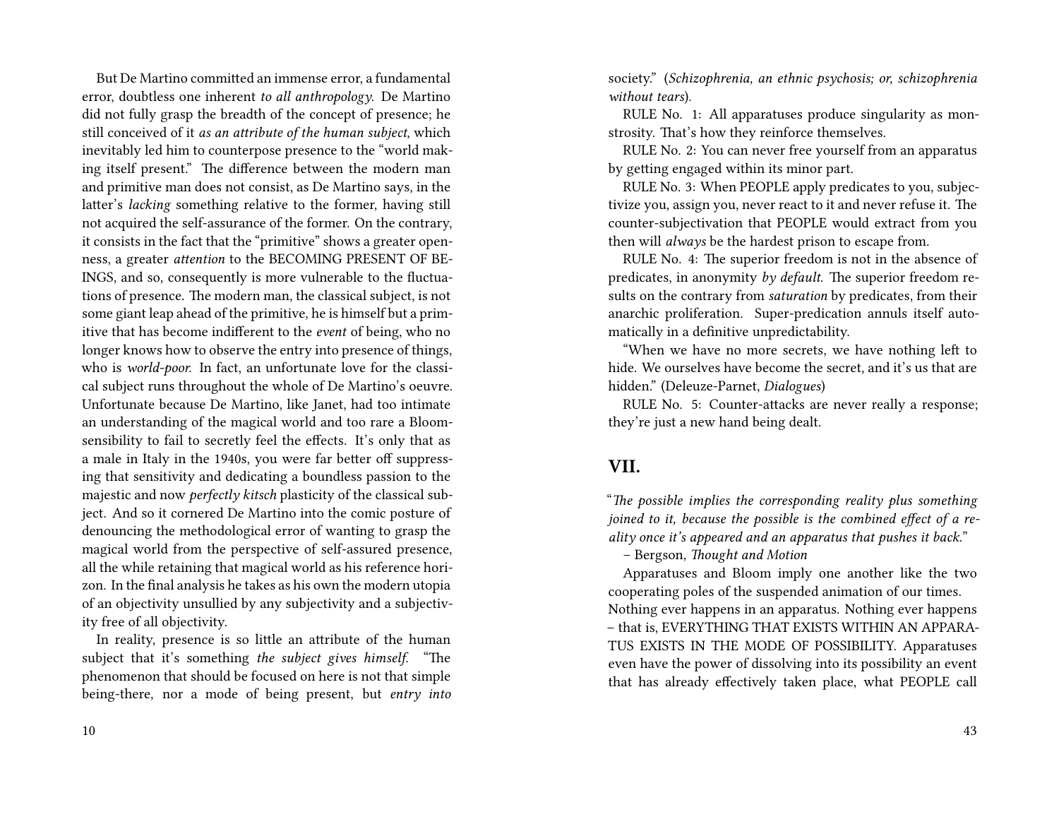But De Martino committed an immense error, a fundamental error, doubtless one inherent *to all anthropology.* De Martino did not fully grasp the breadth of the concept of presence; he still conceived of it *as an attribute of the human subject*, which inevitably led him to counterpose presence to the "world making itself present." The difference between the modern man and primitive man does not consist, as De Martino says, in the latter's *lacking* something relative to the former, having still not acquired the self-assurance of the former. On the contrary, it consists in the fact that the "primitive" shows a greater openness, a greater *attention* to the BECOMING PRESENT OF BEINGS, and so, consequently is more vulnerable to the fluctuations of presence. The modern man, the classical subject, is not some giant leap ahead of the primitive, he is himself but a primitive that has become indifferent to the *event* of being, who no longer knows how to observe the entry into presence of things, who is *world-poor.* In fact, an unfortunate love for the classical subject runs throughout the whole of De Martino's oeuvre. Unfortunate because De Martino, like Janet, had too intimate an understanding of the magical world and too rare a Bloom-sensibility to fail to secretly feel the effects. It's only that as a male in Italy in the 1940s, you were far better off suppressing that sensitivity and dedicating a boundless passion to the majestic and now *perfectly kitsch* plasticity of the classical subject. And so it cornered De Martino into the comic posture of denouncing the methodological error of wanting to grasp the magical world from the perspective of self-assured presence, all the while retaining that magical world as his reference horizon. In the final analysis he takes as his own the modern utopia of an objectivity unsullied by any subjectivity and a subjectivity free of all objectivity.

In reality, presence is so little an attribute of the human subject that it's something *the subject gives himself.* "The phenomenon that should be focused on here is not that simple being-there, nor a mode of being present, but *entry into* society." (*Schizophrenia, an ethnic psychosis; or, schizophrenia without tears*).

RULE No. 1: All apparatuses produce singularity as monstrosity. That's how they reinforce themselves.

RULE No. 2: You can never free yourself from an apparatus by getting engaged within its minor part.

RULE No. 3: When PEOPLE apply predicates to you, subjectivize you, assign you, never react to it and never refuse it. The counter-subjectivation that PEOPLE would extract from you then will *always* be the hardest prison to escape from.

RULE No. 4: The superior freedom is not in the absence of predicates, in anonymity *by default.* The superior freedom results on the contrary from *saturation* by predicates, from their anarchic proliferation. Super-predication annuls itself automatically in a definitive unpredictability.

"When we have no more secrets, we have nothing left to hide. We ourselves have become the secret, and it's us that are hidden." (Deleuze-Parnet, *Dialogues*)

RULE No. 5: Counter-attacks are never really a response; they're just a new hand being dealt.

## VII.

"*The possible implies the corresponding reality plus something joined to it, because the possible is the combined effect of a reality once it's appeared and an apparatus that pushes it back.*"

– Bergson, *Thought and Motion*

Apparatuses and Bloom imply one another like the two cooperating poles of the suspended animation of our times.

Nothing ever happens in an apparatus. Nothing ever happens – that is, EVERYTHING THAT EXISTS WITHIN AN APPARATUS EXISTS IN THE MODE OF POSSIBILITY. Apparatuses even have the power of dissolving into its possibility an event that has already effectively taken place, what PEOPLE call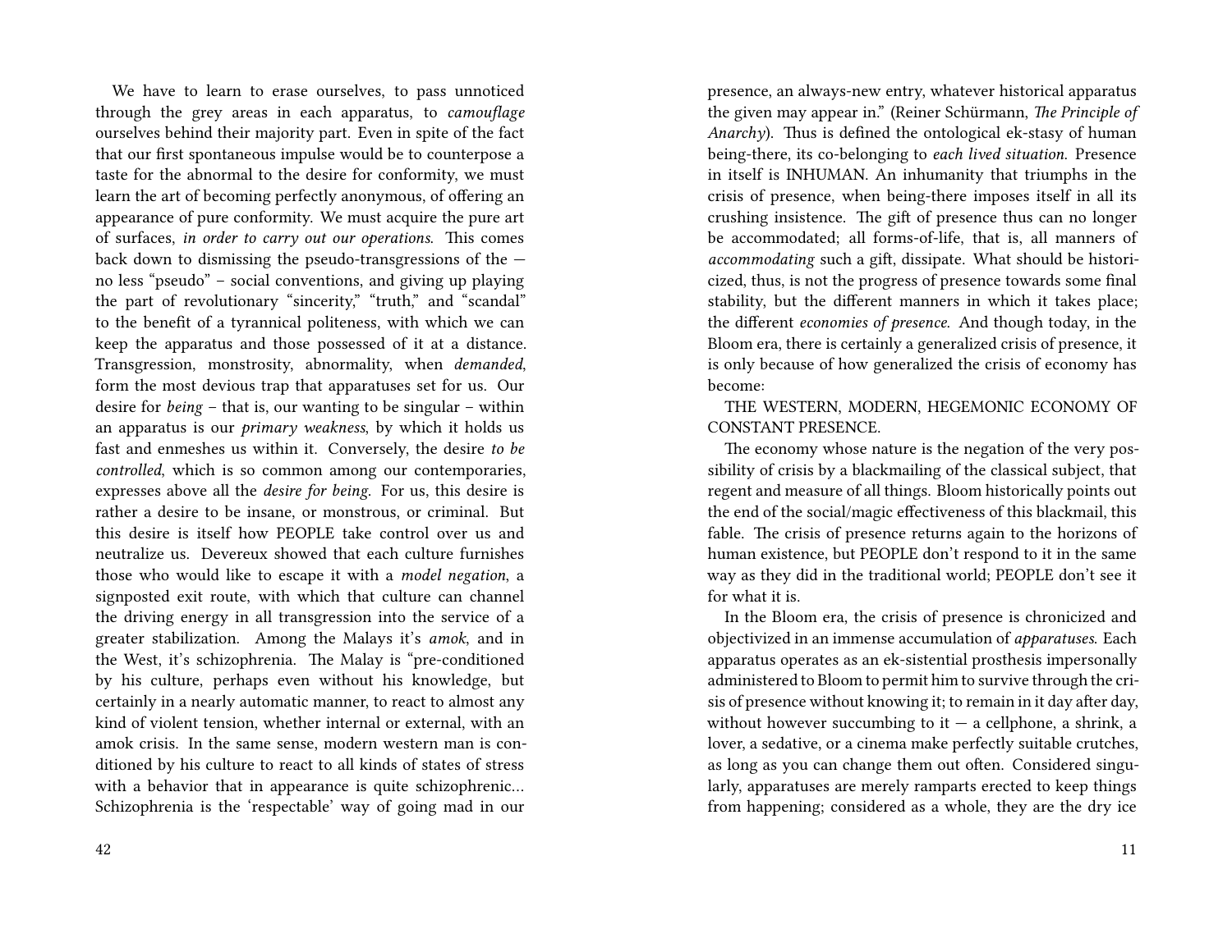We have to learn to erase ourselves, to pass unnoticed through the grey areas in each apparatus, to *camouflage* ourselves behind their majority part. Even in spite of the fact that our first spontaneous impulse would be to counterpose a taste for the abnormal to the desire for conformity, we must learn the art of becoming perfectly anonymous, of offering an appearance of pure conformity. We must acquire the pure art of surfaces, *in order to carry out our operations.* This comes back down to dismissing the pseudo-transgressions of the — no less "pseudo" – social conventions, and giving up playing the part of revolutionary "sincerity," "truth," and "scandal" to the benefit of a tyrannical politeness, with which we can keep the apparatus and those possessed of it at a distance. Transgression, monstrosity, abnormality, when *demanded*, form the most devious trap that apparatuses set for us. Our desire for *being* – that is, our wanting to be singular – within an apparatus is our *primary weakness*, by which it holds us fast and enmeshes us within it. Conversely, the desire *to be controlled*, which is so common among our contemporaries, expresses above all the *desire for being*. For us, this desire is rather a desire to be insane, or monstrous, or criminal. But this desire is itself how PEOPLE take control over us and neutralize us. Devereux showed that each culture furnishes those who would like to escape it with a *model negation*, a signposted exit route, with which that culture can channel the driving energy in all transgression into the service of a greater stabilization. Among the Malays it's *amok*, and in the West, it's schizophrenia. The Malay is "pre-conditioned by his culture, perhaps even without his knowledge, but certainly in a nearly automatic manner, to react to almost any kind of violent tension, whether internal or external, with an amok crisis. In the same sense, modern western man is conditioned by his culture to react to all kinds of states of stress with a behavior that in appearance is quite schizophrenic… Schizophrenia is the 'respectable' way of going mad in our

presence, an always-new entry, whatever historical apparatus the given may appear in." (Reiner Schürmann, *The Principle of Anarchy*). Thus is defined the ontological ek-stasy of human being-there, its co-belonging to *each lived situation*. Presence in itself is INHUMAN. An inhumanity that triumphs in the crisis of presence, when being-there imposes itself in all its crushing insistence. The gift of presence thus can no longer be accommodated; all forms-of-life, that is, all manners of *accommodating* such a gift, dissipate. What should be historicized, thus, is not the progress of presence towards some final stability, but the different manners in which it takes place; the different *economies of presence*. And though today, in the Bloom era, there is certainly a generalized crisis of presence, it is only because of how generalized the crisis of economy has become:

THE WESTERN, MODERN, HEGEMONIC ECONOMY OF CONSTANT PRESENCE.

The economy whose nature is the negation of the very possibility of crisis by a blackmailing of the classical subject, that regent and measure of all things. Bloom historically points out the end of the social/magic effectiveness of this blackmail, this fable. The crisis of presence returns again to the horizons of human existence, but PEOPLE don't respond to it in the same way as they did in the traditional world; PEOPLE don't see it for what it is.

In the Bloom era, the crisis of presence is chronicized and objectivized in an immense accumulation of *apparatuses*. Each apparatus operates as an ek-sistential prosthesis impersonally administered to Bloom to permit him to survive through the crisis of presence without knowing it; to remain in it day after day, without however succumbing to it — a cellphone, a shrink, a lover, a sedative, or a cinema make perfectly suitable crutches, as long as you can change them out often. Considered singularly, apparatuses are merely ramparts erected to keep things from happening; considered as a whole, they are the dry ice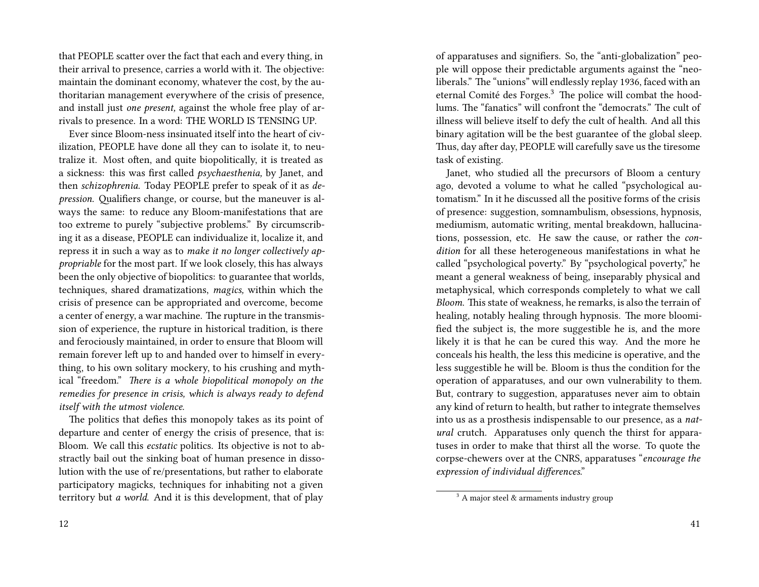that PEOPLE scatter over the fact that each and every thing, in their arrival to presence, carries a world with it. The objective: maintain the dominant economy, whatever the cost, by the authoritarian management everywhere of the crisis of presence, and install just *one present,* against the whole free play of arrivals to presence. In a word: THE WORLD IS TENSING UP.

Ever since Bloom-ness insinuated itself into the heart of civilization, PEOPLE have done all they can to isolate it, to neutralize it. Most often, and quite biopolitically, it is treated as a sickness: this was first called *psychaesthenia,* by Janet, and then *schizophrenia.* Today PEOPLE prefer to speak of it as *depression.* Qualifiers change, or course, but the maneuver is always the same: to reduce any Bloom-manifestations that are too extreme to purely "subjective problems." By circumscribing it as a disease, PEOPLE can individualize it, localize it, and repress it in such a way as to *make it no longer collectively appropriable* for the most part. If we look closely, this has always been the only objective of biopolitics: to guarantee that worlds, techniques, shared dramatizations, *magics,* within which the crisis of presence can be appropriated and overcome, become a center of energy, a war machine. The rupture in the transmission of experience, the rupture in historical tradition, is there and ferociously maintained, in order to ensure that Bloom will remain forever left up to and handed over to himself in everything, to his own solitary mockery, to his crushing and mythical "freedom." *There is a whole biopolitical monopoly on the remedies for presence in crisis, which is always ready to defend itself with the utmost violence.*

The politics that defies this monopoly takes as its point of departure and center of energy the crisis of presence, that is: Bloom. We call this *ecstatic* politics. Its objective is not to abstractly bail out the sinking boat of human presence in dissolution with the use of re/presentations, but rather to elaborate participatory magicks, techniques for inhabiting not a given territory but *a world.* And it is this development, that of play of apparatuses and signifiers. So, the "anti-globalization" people will oppose their predictable arguments against the "neo-liberals." The "unions" will endlessly replay 1936, faced with an eternal Comité des Forges.[3] The police will combat the hoodlums. The "fanatics" will confront the "democrats." The cult of illness will believe itself to defy the cult of health. And all this binary agitation will be the best guarantee of the global sleep. Thus, day after day, PEOPLE will carefully save us the tiresome task of existing.

Janet, who studied all the precursors of Bloom a century ago, devoted a volume to what he called "psychological automatism." In it he discussed all the positive forms of the crisis of presence: suggestion, somnambulism, obsessions, hypnosis, mediumism, automatic writing, mental breakdown, hallucinations, possession, etc. He saw the cause, or rather the *condition* for all these heterogeneous manifestations in what he called "psychological poverty." By "psychological poverty," he meant a general weakness of being, inseparably physical and metaphysical, which corresponds completely to what we call *Bloom.* This state of weakness, he remarks, is also the terrain of healing, notably healing through hypnosis. The more bloomified the subject is, the more suggestible he is, and the more likely it is that he can be cured this way. And the more he conceals his health, the less this medicine is operative, and the less suggestible he will be. Bloom is thus the condition for the operation of apparatuses, and our own vulnerability to them. But, contrary to suggestion, apparatuses never aim to obtain any kind of return to health, but rather to integrate themselves into us as a prosthesis indispensable to our presence, as a *natural* crutch. Apparatuses only quench the thirst for apparatuses in order to make that thirst all the worse. To quote the corpse-chewers over at the CNRS, apparatuses "*encourage the expression of individual differences.*"

[3] A major steel & armaments industry group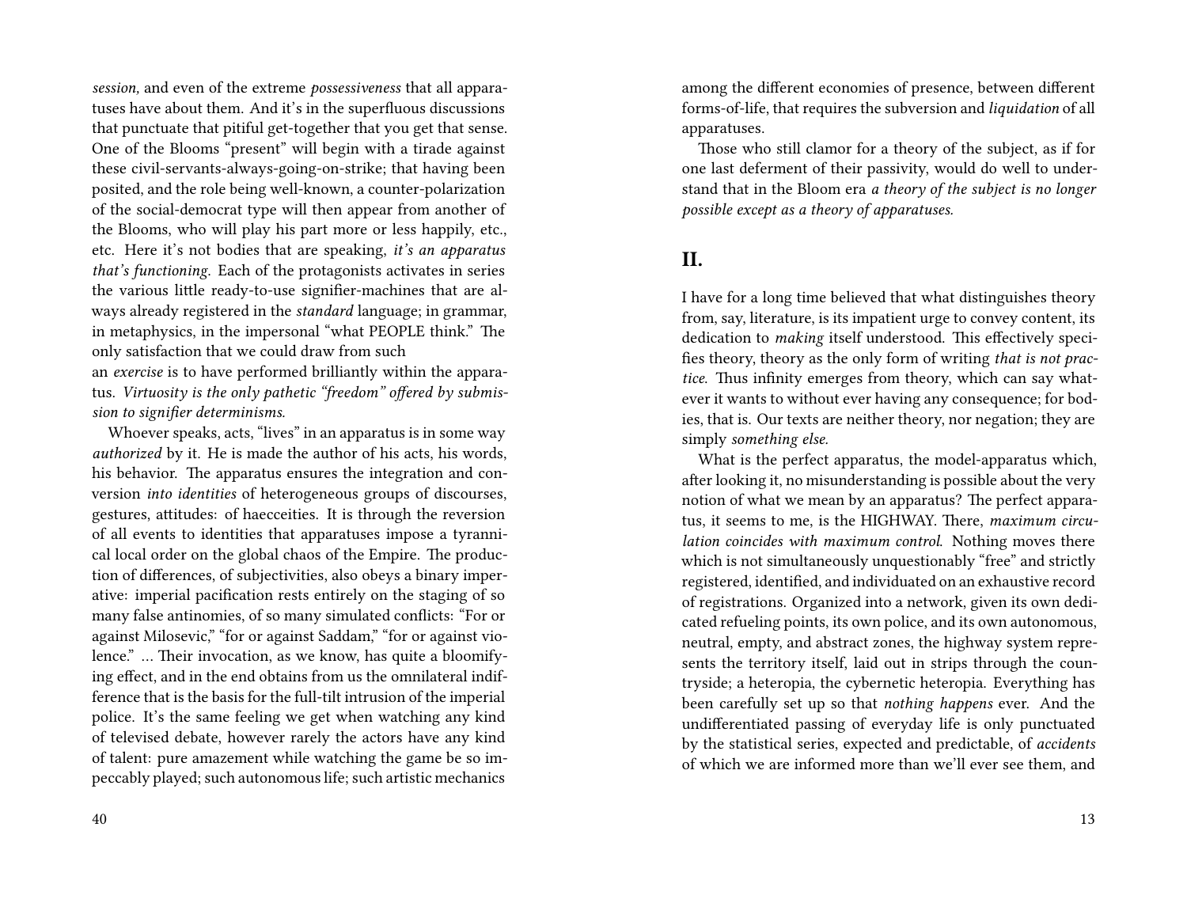*session,* and even of the extreme *possessiveness* that all apparatuses have about them. And it's in the superfluous discussions that punctuate that pitiful get-together that you get that sense. One of the Blooms "present" will begin with a tirade against these civil-servants-always-going-on-strike; that having been posited, and the role being well-known, a counter-polarization of the social-democrat type will then appear from another of the Blooms, who will play his part more or less happily, etc., etc. Here it's not bodies that are speaking, *it's an apparatus that's functioning.* Each of the protagonists activates in series the various little ready-to-use signifier-machines that are always already registered in the *standard* language; in grammar, in metaphysics, in the impersonal "what PEOPLE think." The only satisfaction that we could draw from such an *exercise* is to have performed brilliantly within the apparatus. *Virtuosity is the only pathetic "freedom" offered by submission to signifier determinisms.*

Whoever speaks, acts, "lives" in an apparatus is in some way *authorized* by it. He is made the author of his acts, his words, his behavior. The apparatus ensures the integration and conversion *into identities* of heterogeneous groups of discourses, gestures, attitudes: of haecceities. It is through the reversion of all events to identities that apparatuses impose a tyrannical local order on the global chaos of the Empire. The production of differences, of subjectivities, also obeys a binary imperative: imperial pacification rests entirely on the staging of so many false antinomies, of so many simulated conflicts: "For or against Milosevic," "for or against Saddam," "for or against violence." … Their invocation, as we know, has quite a bloomifying effect, and in the end obtains from us the omnilateral indifference that is the basis for the full-tilt intrusion of the imperial police. It's the same feeling we get when watching any kind of televised debate, however rarely the actors have any kind of talent: pure amazement while watching the game be so impeccably played; such autonomous life; such artistic mechanics among the different economies of presence, between different forms-of-life, that requires the subversion and *liquidation* of all apparatuses.

Those who still clamor for a theory of the subject, as if for one last deferment of their passivity, would do well to understand that in the Bloom era *a theory of the subject is no longer possible except as a theory of apparatuses.*

## II.

I have for a long time believed that what distinguishes theory from, say, literature, is its impatient urge to convey content, its dedication to *making* itself understood. This effectively specifies theory, theory as the only form of writing *that is not practice.* Thus infinity emerges from theory, which can say whatever it wants to without ever having any consequence; for bodies, that is. Our texts are neither theory, nor negation; they are simply *something else.*

What is the perfect apparatus, the model-apparatus which, after looking it, no misunderstanding is possible about the very notion of what we mean by an apparatus? The perfect apparatus, it seems to me, is the HIGHWAY. There, *maximum circulation coincides with maximum control.* Nothing moves there which is not simultaneously unquestionably "free" and strictly registered, identified, and individuated on an exhaustive record of registrations. Organized into a network, given its own dedicated refueling points, its own police, and its own autonomous, neutral, empty, and abstract zones, the highway system represents the territory itself, laid out in strips through the countryside; a heteropia, the cybernetic heteropia. Everything has been carefully set up so that *nothing happens* ever. And the undifferentiated passing of everyday life is only punctuated by the statistical series, expected and predictable, of *accidents* of which we are informed more than we'll ever see them, and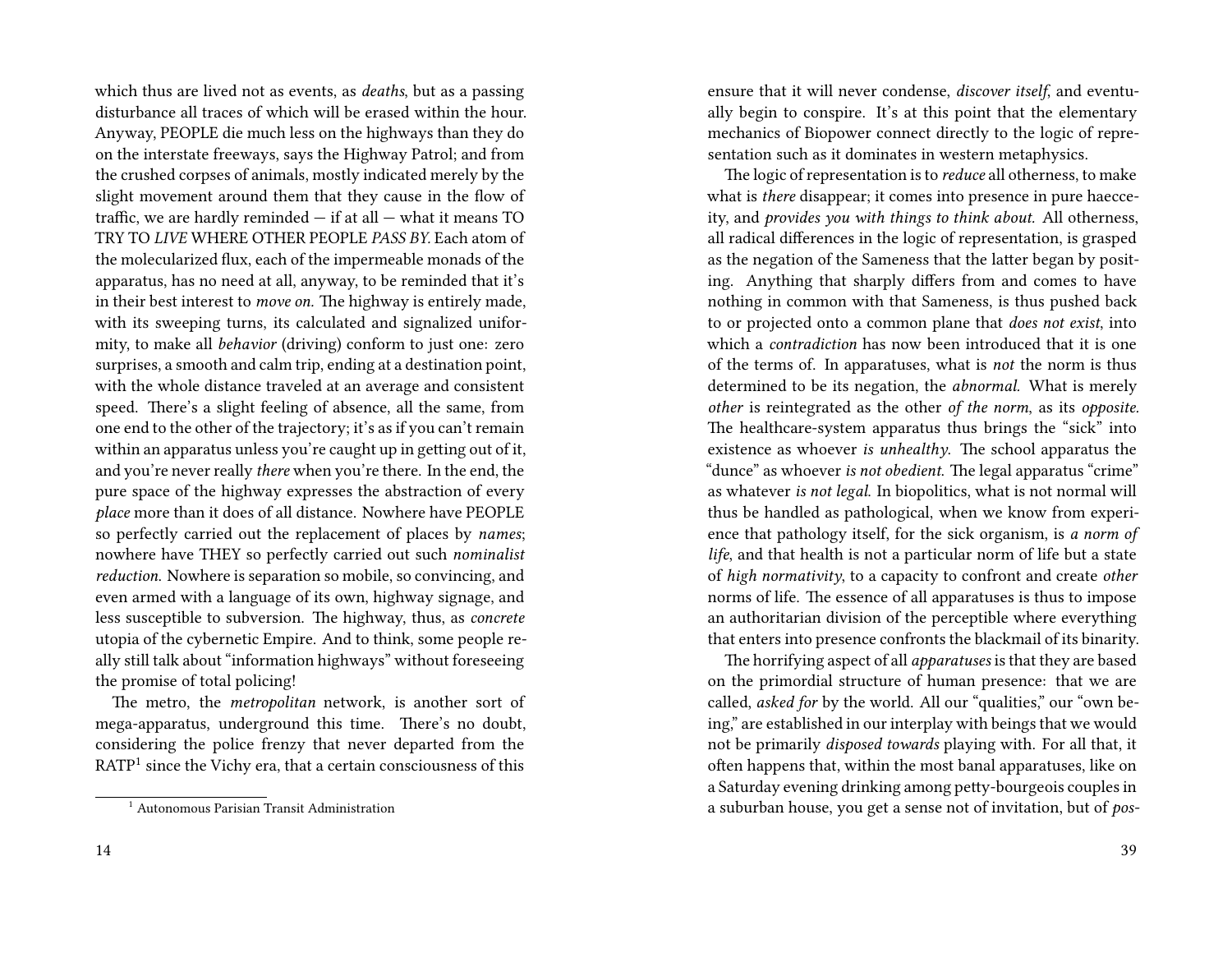which thus are lived not as events, as *deaths*, but as a passing disturbance all traces of which will be erased within the hour. Anyway, PEOPLE die much less on the highways than they do on the interstate freeways, says the Highway Patrol; and from the crushed corpses of animals, mostly indicated merely by the slight movement around them that they cause in the flow of traffic, we are hardly reminded — if at all — what it means TO TRY TO *LIVE* WHERE OTHER PEOPLE *PASS BY*. Each atom of the molecularized flux, each of the impermeable monads of the apparatus, has no need at all, anyway, to be reminded that it's in their best interest to *move on.* The highway is entirely made, with its sweeping turns, its calculated and signalized uniformity, to make all *behavior* (driving) conform to just one: zero surprises, a smooth and calm trip, ending at a destination point, with the whole distance traveled at an average and consistent speed. There's a slight feeling of absence, all the same, from one end to the other of the trajectory; it's as if you can't remain within an apparatus unless you're caught up in getting out of it, and you're never really *there* when you're there. In the end, the pure space of the highway expresses the abstraction of every *place* more than it does of all distance. Nowhere have PEOPLE so perfectly carried out the replacement of places by *names*; nowhere have THEY so perfectly carried out such *nominalist reduction.* Nowhere is separation so mobile, so convincing, and even armed with a language of its own, highway signage, and less susceptible to subversion. The highway, thus, as *concrete* utopia of the cybernetic Empire. And to think, some people really still talk about "information highways" without foreseeing the promise of total policing!

The metro, the *metropolitan* network, is another sort of mega-apparatus, underground this time. There's no doubt, considering the police frenzy that never departed from the RATP[1] since the Vichy era, that a certain consciousness of this

[1] Autonomous Parisian Transit Administration

ensure that it will never condense, *discover itself*, and eventually begin to conspire. It's at this point that the elementary mechanics of Biopower connect directly to the logic of representation such as it dominates in western metaphysics.

The logic of representation is to *reduce* all otherness, to make what is *there* disappear; it comes into presence in pure haecceity, and *provides you with things to think about.* All otherness, all radical differences in the logic of representation, is grasped as the negation of the Sameness that the latter began by positing. Anything that sharply differs from and comes to have nothing in common with that Sameness, is thus pushed back to or projected onto a common plane that *does not exist*, into which a *contradiction* has now been introduced that it is one of the terms of. In apparatuses, what is *not* the norm is thus determined to be its negation, the *abnormal.* What is merely *other* is reintegrated as the other *of the norm*, as its *opposite.* The healthcare-system apparatus thus brings the "sick" into existence as whoever *is unhealthy*. The school apparatus the "dunce" as whoever *is not obedient.* The legal apparatus "crime" as whatever *is not legal.* In biopolitics, what is not normal will thus be handled as pathological, when we know from experience that pathology itself, for the sick organism, is *a norm of life*, and that health is not a particular norm of life but a state of *high normativity*, to a capacity to confront and create *other* norms of life. The essence of all apparatuses is thus to impose an authoritarian division of the perceptible where everything that enters into presence confronts the blackmail of its binarity.

The horrifying aspect of all *apparatuses* is that they are based on the primordial structure of human presence: that we are called, *asked for* by the world. All our "qualities," our "own being," are established in our interplay with beings that we would not be primarily *disposed towards* playing with. For all that, it often happens that, within the most banal apparatuses, like on a Saturday evening drinking among petty-bourgeois couples in a suburban house, you get a sense not of invitation, but of *pos-*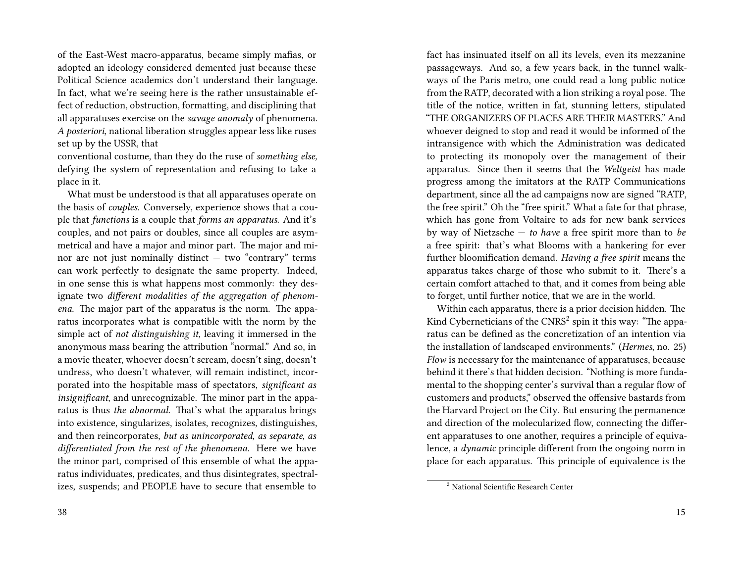of the East-West macro-apparatus, became simply mafias, or adopted an ideology considered demented just because these Political Science academics don't understand their language. In fact, what we're seeing here is the rather unsustainable effect of reduction, obstruction, formatting, and disciplining that all apparatuses exercise on the *savage anomaly* of phenomena. *A posteriori*, national liberation struggles appear less like ruses set up by the USSR, that

conventional costume, than they do the ruse of *something else,* defying the system of representation and refusing to take a place in it.

What must be understood is that all apparatuses operate on the basis of *couples.* Conversely, experience shows that a couple that *functions* is a couple that *forms an apparatus.* And it's couples, and not pairs or doubles, since all couples are asymmetrical and have a major and minor part. The major and minor are not just nominally distinct — two "contrary" terms can work perfectly to designate the same property. Indeed, in one sense this is what happens most commonly: they designate two *different modalities of the aggregation of phenomena.* The major part of the apparatus is the norm. The apparatus incorporates what is compatible with the norm by the simple act of *not distinguishing it*, leaving it immersed in the anonymous mass bearing the attribution "normal." And so, in a movie theater, whoever doesn't scream, doesn't sing, doesn't undress, who doesn't whatever, will remain indistinct, incorporated into the hospitable mass of spectators, *significant as insignificant*, and unrecognizable. The minor part in the apparatus is thus *the abnormal.* That's what the apparatus brings into existence, singularizes, isolates, recognizes, distinguishes, and then reincorporates, *but as unincorporated, as separate, as differentiated from the rest of the phenomena.* Here we have the minor part, comprised of this ensemble of what the apparatus individuates, predicates, and thus disintegrates, spectralizes, suspends; and PEOPLE have to secure that ensemble to

fact has insinuated itself on all its levels, even its mezzanine passageways. And so, a few years back, in the tunnel walkways of the Paris metro, one could read a long public notice from the RATP, decorated with a lion striking a royal pose. The title of the notice, written in fat, stunning letters, stipulated "THE ORGANIZERS OF PLACES ARE THEIR MASTERS." And whoever deigned to stop and read it would be informed of the intransigence with which the Administration was dedicated to protecting its monopoly over the management of their apparatus. Since then it seems that the *Weltgeist* has made progress among the imitators at the RATP Communications department, since all the ad campaigns now are signed "RATP, the free spirit." Oh the "free spirit." What a fate for that phrase, which has gone from Voltaire to ads for new bank services by way of Nietzsche — *to have* a free spirit more than to *be* a free spirit: that's what Blooms with a hankering for ever further bloomification demand. *Having a free spirit* means the apparatus takes charge of those who submit to it. There's a certain comfort attached to that, and it comes from being able to forget, until further notice, that we are in the world.

Within each apparatus, there is a prior decision hidden. The Kind Cyberneticians of the CNRS[2] spin it this way: "The apparatus can be defined as the concretization of an intention via the installation of landscaped environments." (*Hermes*, no. 25) *Flow* is necessary for the maintenance of apparatuses, because behind it there's that hidden decision. "Nothing is more fundamental to the shopping center's survival than a regular flow of customers and products," observed the offensive bastards from the Harvard Project on the City. But ensuring the permanence and direction of the molecularized flow, connecting the different apparatuses to one another, requires a principle of equivalence, a *dynamic* principle different from the ongoing norm in place for each apparatus. This principle of equivalence is the

[2] National Scientific Research Center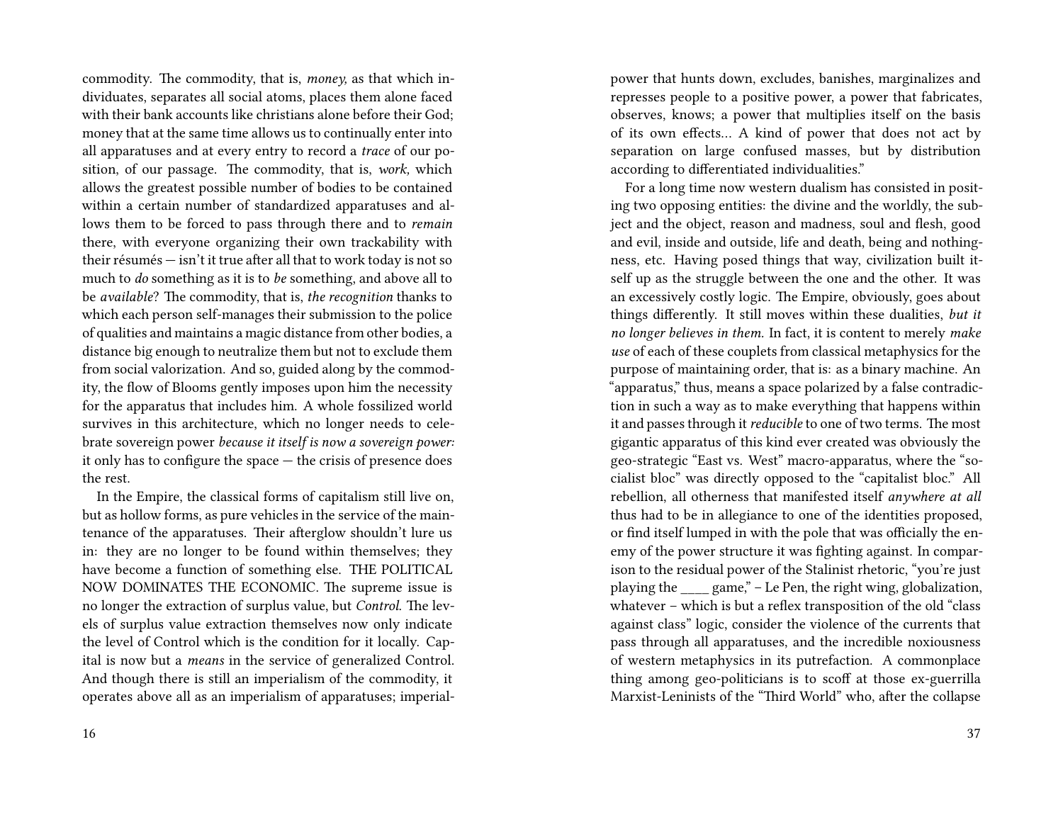commodity. The commodity, that is, *money,* as that which individuates, separates all social atoms, places them alone faced with their bank accounts like christians alone before their God; money that at the same time allows us to continually enter into all apparatuses and at every entry to record a *trace* of our position, of our passage. The commodity, that is, *work,* which allows the greatest possible number of bodies to be contained within a certain number of standardized apparatuses and allows them to be forced to pass through there and to *remain* there, with everyone organizing their own trackability with their résumés — isn't it true after all that to work today is not so much to *do* something as it is to *be* something, and above all to be *available*? The commodity, that is, *the recognition* thanks to which each person self-manages their submission to the police of qualities and maintains a magic distance from other bodies, a distance big enough to neutralize them but not to exclude them from social valorization. And so, guided along by the commodity, the flow of Blooms gently imposes upon him the necessity for the apparatus that includes him. A whole fossilized world survives in this architecture, which no longer needs to celebrate sovereign power *because it itself is now a sovereign power:* it only has to configure the space — the crisis of presence does the rest.

In the Empire, the classical forms of capitalism still live on, but as hollow forms, as pure vehicles in the service of the maintenance of the apparatuses. Their afterglow shouldn't lure us in: they are no longer to be found within themselves; they have become a function of something else. THE POLITICAL NOW DOMINATES THE ECONOMIC. The supreme issue is no longer the extraction of surplus value, but *Control.* The levels of surplus value extraction themselves now only indicate the level of Control which is the condition for it locally. Capital is now but a *means* in the service of generalized Control. And though there is still an imperialism of the commodity, it operates above all as an imperialism of apparatuses; imperial-

power that hunts down, excludes, banishes, marginalizes and represses people to a positive power, a power that fabricates, observes, knows; a power that multiplies itself on the basis of its own effects… A kind of power that does not act by separation on large confused masses, but by distribution according to differentiated individualities."

For a long time now western dualism has consisted in positing two opposing entities: the divine and the worldly, the subject and the object, reason and madness, soul and flesh, good and evil, inside and outside, life and death, being and nothingness, etc. Having posed things that way, civilization built itself up as the struggle between the one and the other. It was an excessively costly logic. The Empire, obviously, goes about things differently. It still moves within these dualities, *but it no longer believes in them.* In fact, it is content to merely *make use* of each of these couplets from classical metaphysics for the purpose of maintaining order, that is: as a binary machine. An "apparatus," thus, means a space polarized by a false contradiction in such a way as to make everything that happens within it and passes through it *reducible* to one of two terms. The most gigantic apparatus of this kind ever created was obviously the geo-strategic "East vs. West" macro-apparatus, where the "socialist bloc" was directly opposed to the "capitalist bloc." All rebellion, all otherness that manifested itself *anywhere at all* thus had to be in allegiance to one of the identities proposed, or find itself lumped in with the pole that was officially the enemy of the power structure it was fighting against. In comparison to the residual power of the Stalinist rhetoric, "you're just playing the ____ game," – Le Pen, the right wing, globalization, whatever – which is but a reflex transposition of the old "class against class" logic, consider the violence of the currents that pass through all apparatuses, and the incredible noxiousness of western metaphysics in its putrefaction. A commonplace thing among geo-politicians is to scoff at those ex-guerrilla Marxist-Leninists of the "Third World" who, after the collapse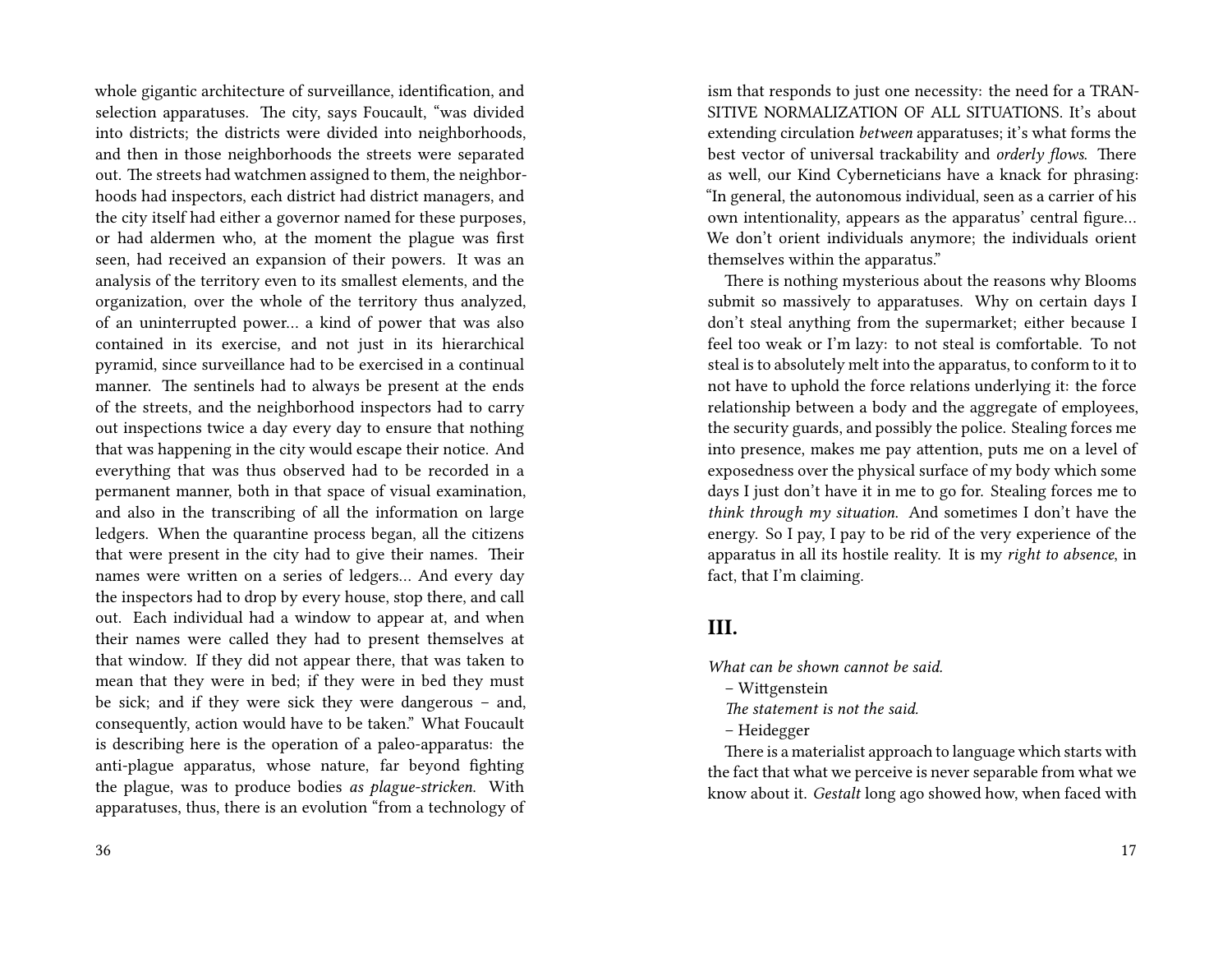whole gigantic architecture of surveillance, identification, and selection apparatuses. The city, says Foucault, "was divided into districts; the districts were divided into neighborhoods, and then in those neighborhoods the streets were separated out. The streets had watchmen assigned to them, the neighborhoods had inspectors, each district had district managers, and the city itself had either a governor named for these purposes, or had aldermen who, at the moment the plague was first seen, had received an expansion of their powers. It was an analysis of the territory even to its smallest elements, and the organization, over the whole of the territory thus analyzed, of an uninterrupted power… a kind of power that was also contained in its exercise, and not just in its hierarchical pyramid, since surveillance had to be exercised in a continual manner. The sentinels had to always be present at the ends of the streets, and the neighborhood inspectors had to carry out inspections twice a day every day to ensure that nothing that was happening in the city would escape their notice. And everything that was thus observed had to be recorded in a permanent manner, both in that space of visual examination, and also in the transcribing of all the information on large ledgers. When the quarantine process began, all the citizens that were present in the city had to give their names. Their names were written on a series of ledgers… And every day the inspectors had to drop by every house, stop there, and call out. Each individual had a window to appear at, and when their names were called they had to present themselves at that window. If they did not appear there, that was taken to mean that they were in bed; if they were in bed they must be sick; and if they were sick they were dangerous – and, consequently, action would have to be taken." What Foucault is describing here is the operation of a paleo-apparatus: the anti-plague apparatus, whose nature, far beyond fighting the plague, was to produce bodies *as plague-stricken*. With apparatuses, thus, there is an evolution "from a technology of ism that responds to just one necessity: the need for a TRANSITIVE NORMALIZATION OF ALL SITUATIONS. It's about extending circulation *between* apparatuses; it's what forms the best vector of universal trackability and *orderly flows*. There as well, our Kind Cyberneticians have a knack for phrasing: "In general, the autonomous individual, seen as a carrier of his own intentionality, appears as the apparatus' central figure… We don't orient individuals anymore; the individuals orient themselves within the apparatus."

There is nothing mysterious about the reasons why Blooms submit so massively to apparatuses. Why on certain days I don't steal anything from the supermarket; either because I feel too weak or I'm lazy: to not steal is comfortable. To not steal is to absolutely melt into the apparatus, to conform to it to not have to uphold the force relations underlying it: the force relationship between a body and the aggregate of employees, the security guards, and possibly the police. Stealing forces me into presence, makes me pay attention, puts me on a level of exposedness over the physical surface of my body which some days I just don't have it in me to go for. Stealing forces me to *think through my situation*. And sometimes I don't have the energy. So I pay, I pay to be rid of the very experience of the apparatus in all its hostile reality. It is my *right to absence*, in fact, that I'm claiming.

## III.

*What can be shown cannot be said.*
– Wittgenstein

*The statement is not the said.*
– Heidegger

There is a materialist approach to language which starts with the fact that what we perceive is never separable from what we know about it. *Gestalt* long ago showed how, when faced with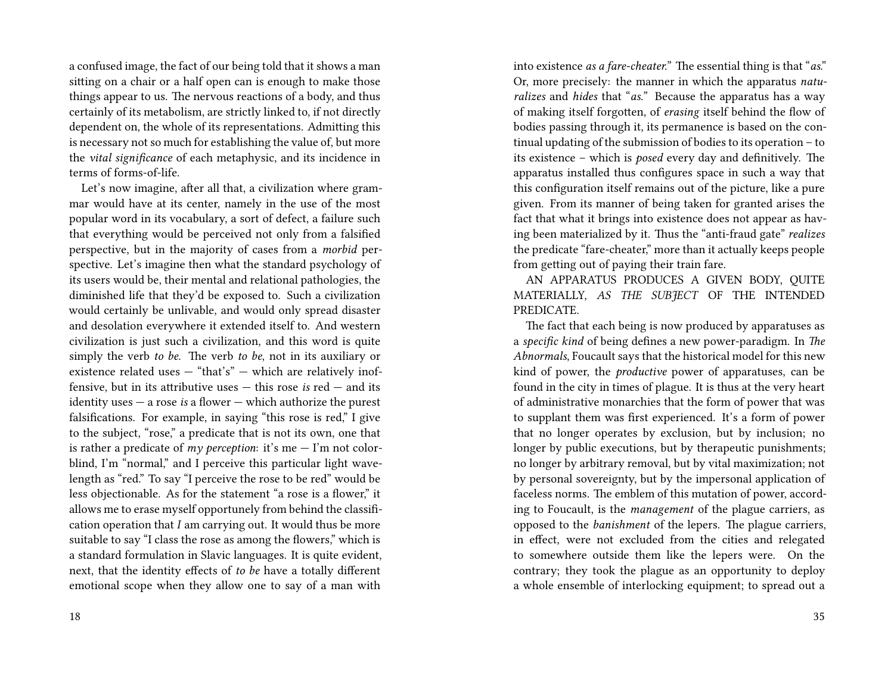a confused image, the fact of our being told that it shows a man sitting on a chair or a half open can is enough to make those things appear to us. The nervous reactions of a body, and thus certainly of its metabolism, are strictly linked to, if not directly dependent on, the whole of its representations. Admitting this is necessary not so much for establishing the value of, but more the *vital significance* of each metaphysic, and its incidence in terms of forms-of-life.

Let's now imagine, after all that, a civilization where grammar would have at its center, namely in the use of the most popular word in its vocabulary, a sort of defect, a failure such that everything would be perceived not only from a falsified perspective, but in the majority of cases from a *morbid* perspective. Let's imagine then what the standard psychology of its users would be, their mental and relational pathologies, the diminished life that they'd be exposed to. Such a civilization would certainly be unlivable, and would only spread disaster and desolation everywhere it extended itself to. And western civilization is just such a civilization, and this word is quite simply the verb *to be.* The verb *to be*, not in its auxiliary or existence related uses — "that's" — which are relatively inoffensive, but in its attributive uses — this rose *is* red — and its identity uses — a rose *is* a flower — which authorize the purest falsifications. For example, in saying "this rose is red," I give to the subject, "rose," a predicate that is not its own, one that is rather a predicate of *my perception*: it's me — I'm not colorblind, I'm "normal," and I perceive this particular light wavelength as "red." To say "I perceive the rose to be red" would be less objectionable. As for the statement "a rose is a flower," it allows me to erase myself opportunely from behind the classification operation that *I* am carrying out. It would thus be more suitable to say "I class the rose as among the flowers," which is a standard formulation in Slavic languages. It is quite evident, next, that the identity effects of *to be* have a totally different emotional scope when they allow one to say of a man with

into existence *as a fare-cheater.*" The essential thing is that "*as.*" Or, more precisely: the manner in which the apparatus *naturalizes* and *hides* that "*as.*" Because the apparatus has a way of making itself forgotten, of *erasing* itself behind the flow of bodies passing through it, its permanence is based on the continual updating of the submission of bodies to its operation – to its existence – which is *posed* every day and definitively. The apparatus installed thus configures space in such a way that this configuration itself remains out of the picture, like a pure given. From its manner of being taken for granted arises the fact that what it brings into existence does not appear as having been materialized by it. Thus the "anti-fraud gate" *realizes* the predicate "fare-cheater," more than it actually keeps people from getting out of paying their train fare.

AN APPARATUS PRODUCES A GIVEN BODY, QUITE MATERIALLY, *AS THE SUBJECT* OF THE INTENDED PREDICATE.

The fact that each being is now produced by apparatuses as a *specific kind* of being defines a new power-paradigm. In *The Abnormals*, Foucault says that the historical model for this new kind of power, the *productive* power of apparatuses, can be found in the city in times of plague. It is thus at the very heart of administrative monarchies that the form of power that was to supplant them was first experienced. It's a form of power that no longer operates by exclusion, but by inclusion; no longer by public executions, but by therapeutic punishments; no longer by arbitrary removal, but by vital maximization; not by personal sovereignty, but by the impersonal application of faceless norms. The emblem of this mutation of power, according to Foucault, is the *management* of the plague carriers, as opposed to the *banishment* of the lepers. The plague carriers, in effect, were not excluded from the cities and relegated to somewhere outside them like the lepers were. On the contrary; they took the plague as an opportunity to deploy a whole ensemble of interlocking equipment; to spread out a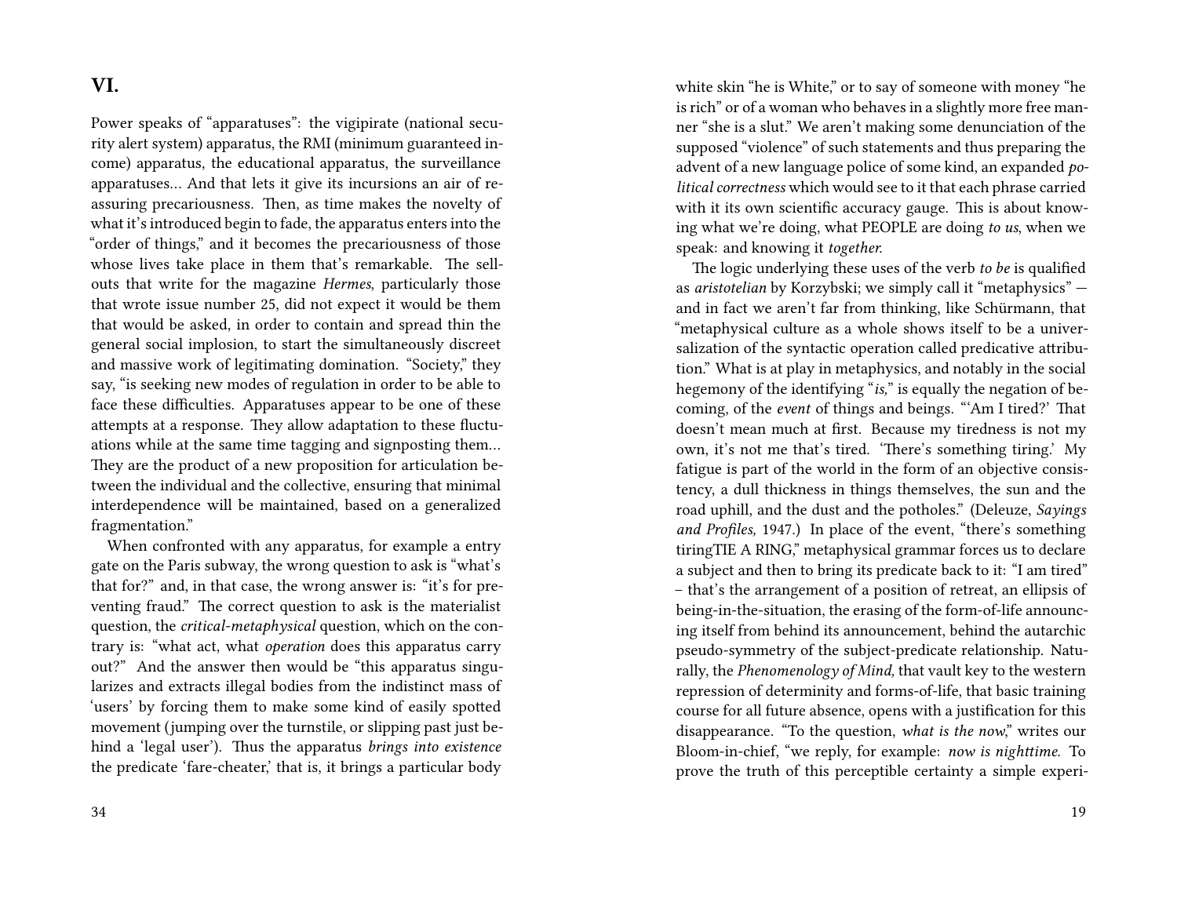## VI.

Power speaks of "apparatuses": the vigipirate (national security alert system) apparatus, the RMI (minimum guaranteed income) apparatus, the educational apparatus, the surveillance apparatuses… And that lets it give its incursions an air of reassuring precariousness. Then, as time makes the novelty of what it's introduced begin to fade, the apparatus enters into the "order of things," and it becomes the precariousness of those whose lives take place in them that's remarkable. The sellouts that write for the magazine *Hermes*, particularly those that wrote issue number 25, did not expect it would be them that would be asked, in order to contain and spread thin the general social implosion, to start the simultaneously discreet and massive work of legitimating domination. "Society," they say, "is seeking new modes of regulation in order to be able to face these difficulties. Apparatuses appear to be one of these attempts at a response. They allow adaptation to these fluctuations while at the same time tagging and signposting them… They are the product of a new proposition for articulation between the individual and the collective, ensuring that minimal interdependence will be maintained, based on a generalized fragmentation."

When confronted with any apparatus, for example a entry gate on the Paris subway, the wrong question to ask is "what's that for?" and, in that case, the wrong answer is: "it's for preventing fraud." The correct question to ask is the materialist question, the *critical-metaphysical* question, which on the contrary is: "what act, what *operation* does this apparatus carry out?" And the answer then would be "this apparatus singularizes and extracts illegal bodies from the indistinct mass of 'users' by forcing them to make some kind of easily spotted movement (jumping over the turnstile, or slipping past just behind a 'legal user'). Thus the apparatus *brings into existence* the predicate 'fare-cheater,' that is, it brings a particular body

white skin "he is White," or to say of someone with money "he is rich" or of a woman who behaves in a slightly more free manner "she is a slut." We aren't making some denunciation of the supposed "violence" of such statements and thus preparing the advent of a new language police of some kind, an expanded *political correctness* which would see to it that each phrase carried with it its own scientific accuracy gauge. This is about knowing what we're doing, what PEOPLE are doing *to us*, when we speak: and knowing it *together*.

The logic underlying these uses of the verb *to be* is qualified as *aristotelian* by Korzybski; we simply call it "metaphysics" — and in fact we aren't far from thinking, like Schürmann, that "metaphysical culture as a whole shows itself to be a universalization of the syntactic operation called predicative attribution." What is at play in metaphysics, and notably in the social hegemony of the identifying "*is*," is equally the negation of becoming, of the *event* of things and beings. "'Am I tired?' That doesn't mean much at first. Because my tiredness is not my own, it's not me that's tired. 'There's something tiring.' My fatigue is part of the world in the form of an objective consistency, a dull thickness in things themselves, the sun and the road uphill, and the dust and the potholes." (Deleuze, *Sayings and Profiles,* 1947.) In place of the event, "there's something tiringTIE A RING," metaphysical grammar forces us to declare a subject and then to bring its predicate back to it: "I am tired" – that's the arrangement of a position of retreat, an ellipsis of being-in-the-situation, the erasing of the form-of-life announcing itself from behind its announcement, behind the autarchic pseudo-symmetry of the subject-predicate relationship. Naturally, the *Phenomenology of Mind,* that vault key to the western repression of determinity and forms-of-life, that basic training course for all future absence, opens with a justification for this disappearance. "To the question, *what is the now,*" writes our Bloom-in-chief, "we reply, for example: *now is nighttime.* To prove the truth of this perceptible certainty a simple experi-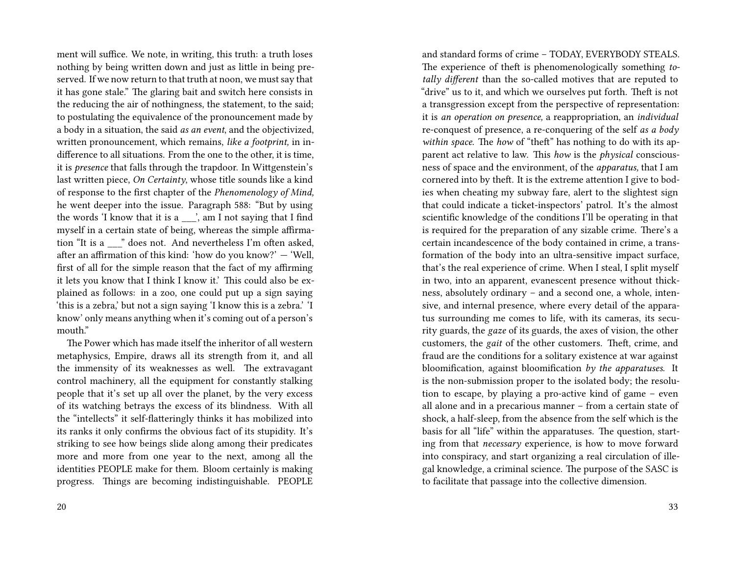ment will suffice. We note, in writing, this truth: a truth loses nothing by being written down and just as little in being preserved. If we now return to that truth at noon, we must say that it has gone stale." The glaring bait and switch here consists in the reducing the air of nothingness, the statement, to the said; to postulating the equivalence of the pronouncement made by a body in a situation, the said *as an event*, and the objectivized, written pronouncement, which remains, *like a footprint,* in indifference to all situations. From the one to the other, it is time, it is *presence* that falls through the trapdoor. In Wittgenstein's last written piece, *On Certainty*, whose title sounds like a kind of response to the first chapter of the *Phenomenology of Mind,* he went deeper into the issue. Paragraph 588: "But by using the words 'I know that it is a ___', am I not saying that I find myself in a certain state of being, whereas the simple affirmation "It is a ___" does not. And nevertheless I'm often asked, after an affirmation of this kind: 'how do you know?' — 'Well, first of all for the simple reason that the fact of my affirming it lets you know that I think I know it.' This could also be explained as follows: in a zoo, one could put up a sign saying 'this is a zebra,' but not a sign saying 'I know this is a zebra.' 'I know' only means anything when it's coming out of a person's mouth."

The Power which has made itself the inheritor of all western metaphysics, Empire, draws all its strength from it, and all the immensity of its weaknesses as well. The extravagant control machinery, all the equipment for constantly stalking people that it's set up all over the planet, by the very excess of its watching betrays the excess of its blindness. With all the "intellects" it self-flatteringly thinks it has mobilized into its ranks it only confirms the obvious fact of its stupidity. It's striking to see how beings slide along among their predicates more and more from one year to the next, among all the identities PEOPLE make for them. Bloom certainly is making progress. Things are becoming indistinguishable. PEOPLE

and standard forms of crime – TODAY, EVERYBODY STEALS. The experience of theft is phenomenologically something *totally different* than the so-called motives that are reputed to "drive" us to it, and which we ourselves put forth. Theft is not a transgression except from the perspective of representation: it is *an operation on presence,* a reappropriation, an *individual* re-conquest of presence, a re-conquering of the self *as a body within space.* The *how* of "theft" has nothing to do with its apparent act relative to law. This *how* is the *physical* consciousness of space and the environment, of the *apparatus,* that I am cornered into by theft. It is the extreme attention I give to bodies when cheating my subway fare, alert to the slightest sign that could indicate a ticket-inspectors' patrol. It's the almost scientific knowledge of the conditions I'll be operating in that is required for the preparation of any sizable crime. There's a certain incandescence of the body contained in crime, a transformation of the body into an ultra-sensitive impact surface, that's the real experience of crime. When I steal, I split myself in two, into an apparent, evanescent presence without thickness, absolutely ordinary – and a second one, a whole, intensive, and internal presence, where every detail of the apparatus surrounding me comes to life, with its cameras, its security guards, the *gaze* of its guards, the axes of vision, the other customers, the *gait* of the other customers. Theft, crime, and fraud are the conditions for a solitary existence at war against bloomification, against bloomification *by the apparatuses.* It is the non-submission proper to the isolated body; the resolution to escape, by playing a pro-active kind of game – even all alone and in a precarious manner – from a certain state of shock, a half-sleep, from the absence from the self which is the basis for all "life" within the apparatuses. The question, starting from that *necessary* experience, is how to move forward into conspiracy, and start organizing a real circulation of illegal knowledge, a criminal science. The purpose of the SASC is to facilitate that passage into the collective dimension.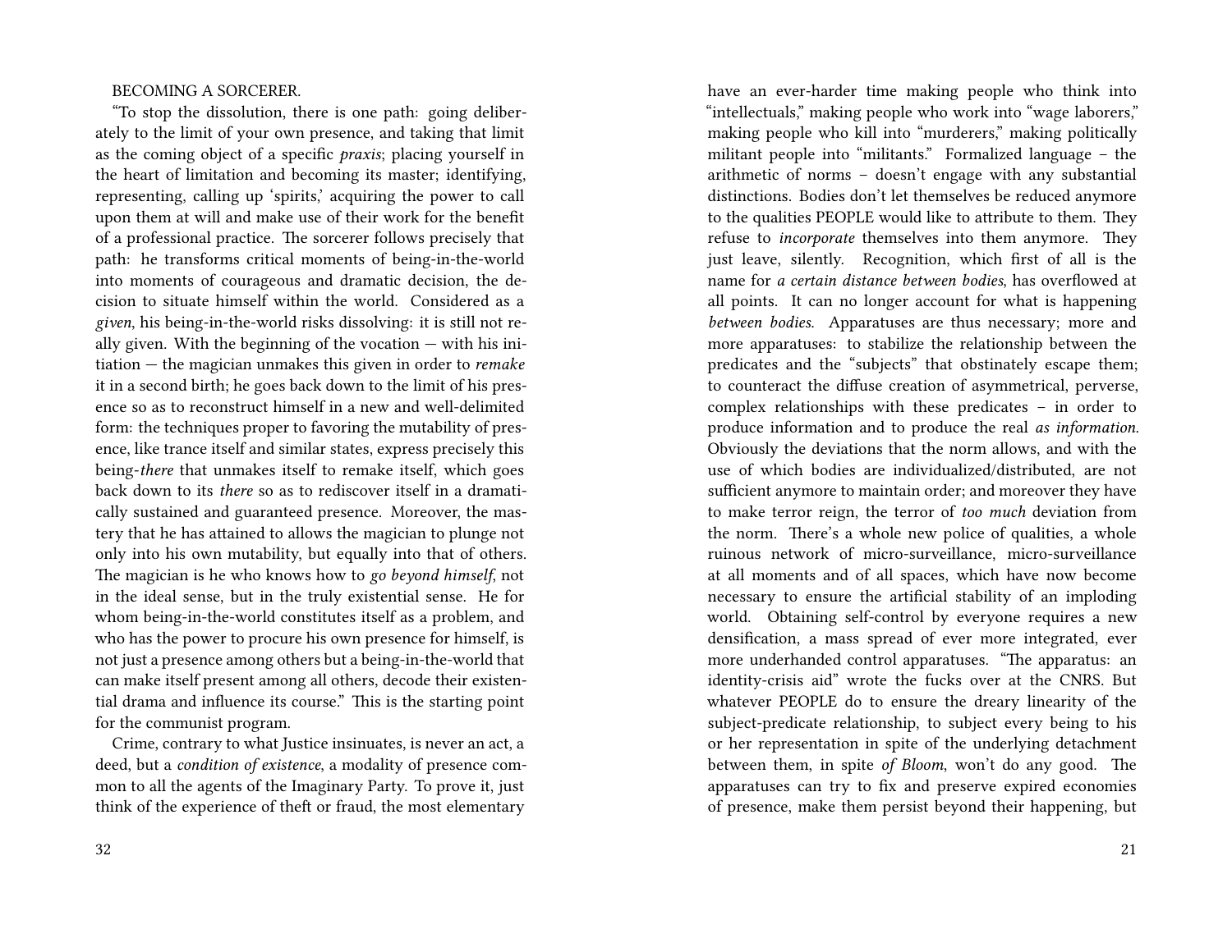BECOMING A SORCERER.

"To stop the dissolution, there is one path: going deliberately to the limit of your own presence, and taking that limit as the coming object of a specific *praxis*; placing yourself in the heart of limitation and becoming its master; identifying, representing, calling up 'spirits,' acquiring the power to call upon them at will and make use of their work for the benefit of a professional practice. The sorcerer follows precisely that path: he transforms critical moments of being-in-the-world into moments of courageous and dramatic decision, the decision to situate himself within the world. Considered as a *given*, his being-in-the-world risks dissolving: it is still not really given. With the beginning of the vocation — with his initiation — the magician unmakes this given in order to *remake* it in a second birth; he goes back down to the limit of his presence so as to reconstruct himself in a new and well-delimited form: the techniques proper to favoring the mutability of presence, like trance itself and similar states, express precisely this being-*there* that unmakes itself to remake itself, which goes back down to its *there* so as to rediscover itself in a dramatically sustained and guaranteed presence. Moreover, the mastery that he has attained to allows the magician to plunge not only into his own mutability, but equally into that of others. The magician is he who knows how to *go beyond himself*, not in the ideal sense, but in the truly existential sense. He for whom being-in-the-world constitutes itself as a problem, and who has the power to procure his own presence for himself, is not just a presence among others but a being-in-the-world that can make itself present among all others, decode their existential drama and influence its course." This is the starting point for the communist program.

Crime, contrary to what Justice insinuates, is never an act, a deed, but a *condition of existence*, a modality of presence common to all the agents of the Imaginary Party. To prove it, just think of the experience of theft or fraud, the most elementary

have an ever-harder time making people who think into "intellectuals," making people who work into "wage laborers," making people who kill into "murderers," making politically militant people into "militants." Formalized language – the arithmetic of norms – doesn't engage with any substantial distinctions. Bodies don't let themselves be reduced anymore to the qualities PEOPLE would like to attribute to them. They refuse to *incorporate* themselves into them anymore. They just leave, silently. Recognition, which first of all is the name for *a certain distance between bodies*, has overflowed at all points. It can no longer account for what is happening *between bodies*. Apparatuses are thus necessary; more and more apparatuses: to stabilize the relationship between the predicates and the "subjects" that obstinately escape them; to counteract the diffuse creation of asymmetrical, perverse, complex relationships with these predicates – in order to produce information and to produce the real *as information*. Obviously the deviations that the norm allows, and with the use of which bodies are individualized/distributed, are not sufficient anymore to maintain order; and moreover they have to make terror reign, the terror of *too much* deviation from the norm. There's a whole new police of qualities, a whole ruinous network of micro-surveillance, micro-surveillance at all moments and of all spaces, which have now become necessary to ensure the artificial stability of an imploding world. Obtaining self-control by everyone requires a new densification, a mass spread of ever more integrated, ever more underhanded control apparatuses. "The apparatus: an identity-crisis aid" wrote the fucks over at the CNRS. But whatever PEOPLE do to ensure the dreary linearity of the subject-predicate relationship, to subject every being to his or her representation in spite of the underlying detachment between them, in spite *of Bloom*, won't do any good. The apparatuses can try to fix and preserve expired economies of presence, make them persist beyond their happening, but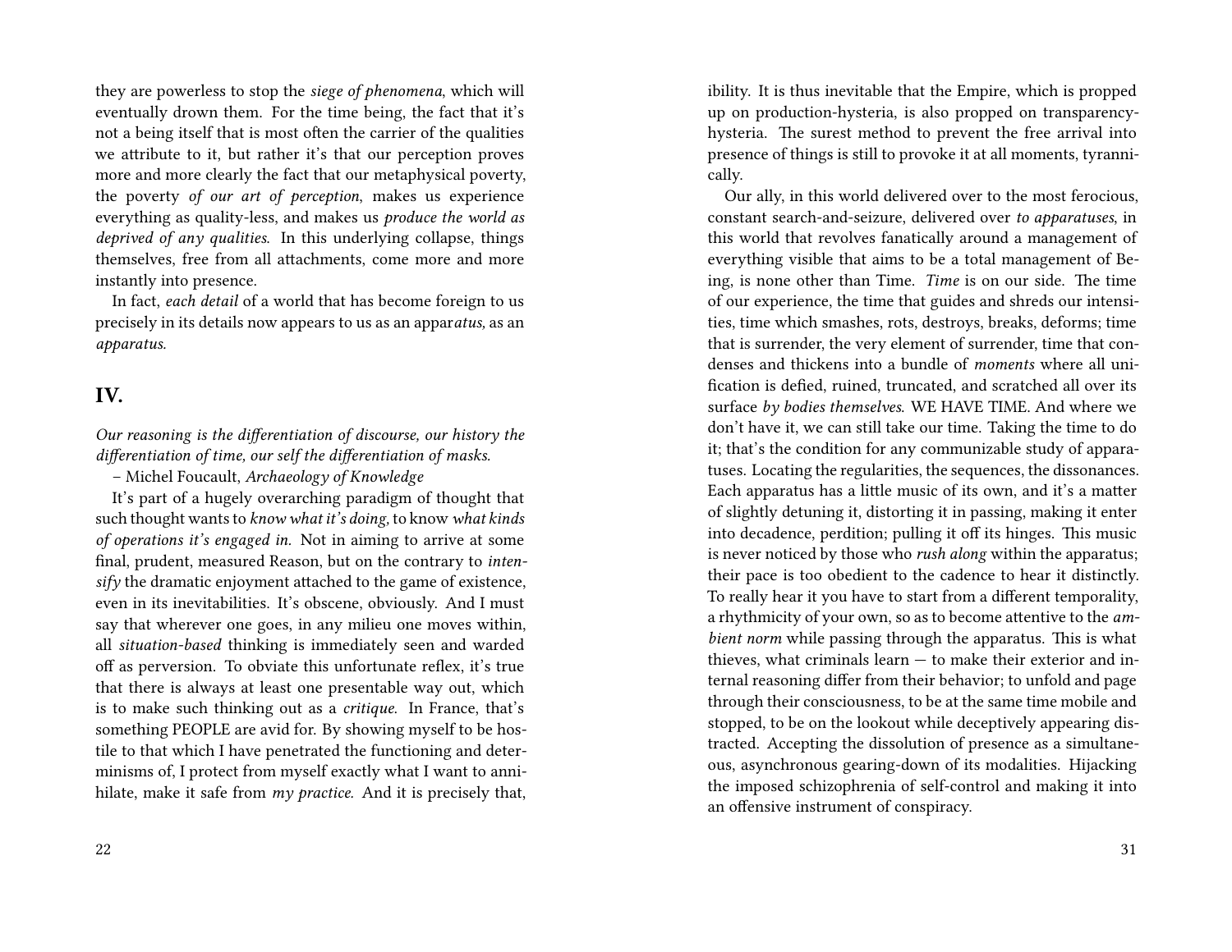they are powerless to stop the *siege of phenomena*, which will eventually drown them. For the time being, the fact that it's not a being itself that is most often the carrier of the qualities we attribute to it, but rather it's that our perception proves more and more clearly the fact that our metaphysical poverty, the poverty *of our art of perception*, makes us experience everything as quality-less, and makes us *produce the world as deprived of any qualities.* In this underlying collapse, things themselves, free from all attachments, come more and more instantly into presence.

In fact, *each detail* of a world that has become foreign to us precisely in its details now appears to us as an appar*atus*, as an *apparatus.*

## IV.

*Our reasoning is the differentiation of discourse, our history the differentiation of time, our self the differentiation of masks.*

– Michel Foucault, *Archaeology of Knowledge*

It's part of a hugely overarching paradigm of thought that such thought wants to *know what it's doing,* to know *what kinds of operations it's engaged in.* Not in aiming to arrive at some final, prudent, measured Reason, but on the contrary to *intensify* the dramatic enjoyment attached to the game of existence, even in its inevitabilities. It's obscene, obviously. And I must say that wherever one goes, in any milieu one moves within, all *situation-based* thinking is immediately seen and warded off as perversion. To obviate this unfortunate reflex, it's true that there is always at least one presentable way out, which is to make such thinking out as a *critique.* In France, that's something PEOPLE are avid for. By showing myself to be hostile to that which I have penetrated the functioning and determinisms of, I protect from myself exactly what I want to annihilate, make it safe from *my practice.* And it is precisely that,

ibility. It is thus inevitable that the Empire, which is propped up on production-hysteria, is also propped on transparency-hysteria. The surest method to prevent the free arrival into presence of things is still to provoke it at all moments, tyrannically.

Our ally, in this world delivered over to the most ferocious, constant search-and-seizure, delivered over *to apparatuses*, in this world that revolves fanatically around a management of everything visible that aims to be a total management of Being, is none other than Time. *Time* is on our side. The time of our experience, the time that guides and shreds our intensities, time which smashes, rots, destroys, breaks, deforms; time that is surrender, the very element of surrender, time that condenses and thickens into a bundle of *moments* where all unification is defied, ruined, truncated, and scratched all over its surface *by bodies themselves.* WE HAVE TIME. And where we don't have it, we can still take our time. Taking the time to do it; that's the condition for any communizable study of apparatuses. Locating the regularities, the sequences, the dissonances. Each apparatus has a little music of its own, and it's a matter of slightly detuning it, distorting it in passing, making it enter into decadence, perdition; pulling it off its hinges. This music is never noticed by those who *rush along* within the apparatus; their pace is too obedient to the cadence to hear it distinctly. To really hear it you have to start from a different temporality, a rhythmicity of your own, so as to become attentive to the *ambient norm* while passing through the apparatus. This is what thieves, what criminals learn — to make their exterior and internal reasoning differ from their behavior; to unfold and page through their consciousness, to be at the same time mobile and stopped, to be on the lookout while deceptively appearing distracted. Accepting the dissolution of presence as a simultaneous, asynchronous gearing-down of its modalities. Hijacking the imposed schizophrenia of self-control and making it into an offensive instrument of conspiracy.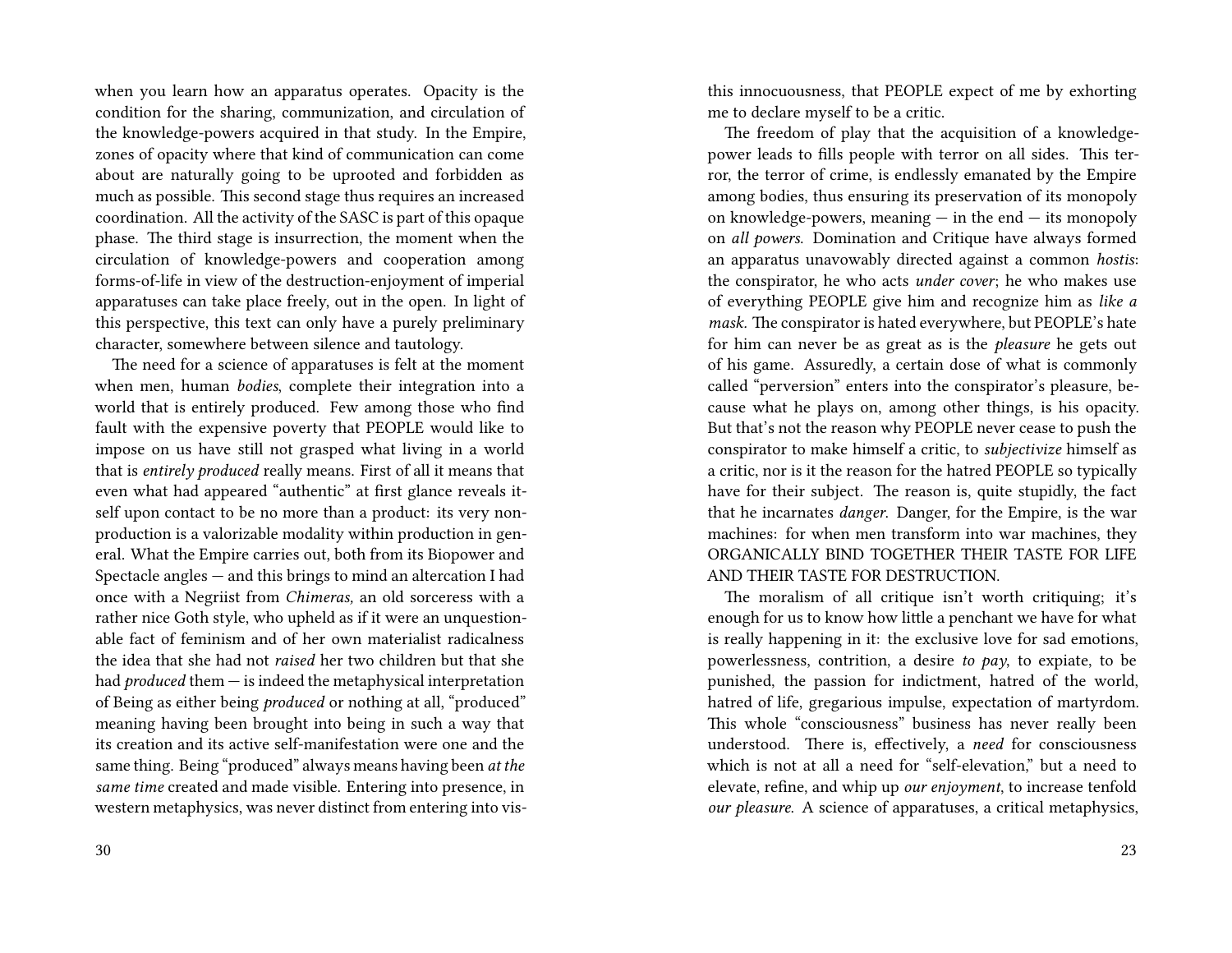when you learn how an apparatus operates. Opacity is the condition for the sharing, communization, and circulation of the knowledge-powers acquired in that study. In the Empire, zones of opacity where that kind of communication can come about are naturally going to be uprooted and forbidden as much as possible. This second stage thus requires an increased coordination. All the activity of the SASC is part of this opaque phase. The third stage is insurrection, the moment when the circulation of knowledge-powers and cooperation among forms-of-life in view of the destruction-enjoyment of imperial apparatuses can take place freely, out in the open. In light of this perspective, this text can only have a purely preliminary character, somewhere between silence and tautology.

The need for a science of apparatuses is felt at the moment when men, human *bodies*, complete their integration into a world that is entirely produced. Few among those who find fault with the expensive poverty that PEOPLE would like to impose on us have still not grasped what living in a world that is *entirely produced* really means. First of all it means that even what had appeared "authentic" at first glance reveals itself upon contact to be no more than a product: its very non-production is a valorizable modality within production in general. What the Empire carries out, both from its Biopower and Spectacle angles — and this brings to mind an altercation I had once with a Negriist from *Chimeras,* an old sorceress with a rather nice Goth style, who upheld as if it were an unquestionable fact of feminism and of her own materialist radicalness the idea that she had not *raised* her two children but that she had *produced* them — is indeed the metaphysical interpretation of Being as either being *produced* or nothing at all, "produced" meaning having been brought into being in such a way that its creation and its active self-manifestation were one and the same thing. Being "produced" always means having been *at the same time* created and made visible. Entering into presence, in western metaphysics, was never distinct from entering into vis-

this innocuousness, that PEOPLE expect of me by exhorting me to declare myself to be a critic.

The freedom of play that the acquisition of a knowledge-power leads to fills people with terror on all sides. This terror, the terror of crime, is endlessly emanated by the Empire among bodies, thus ensuring its preservation of its monopoly on knowledge-powers, meaning — in the end — its monopoly on *all powers.* Domination and Critique have always formed an apparatus unavowably directed against a common *hostis*: the conspirator, he who acts *under cover*; he who makes use of everything PEOPLE give him and recognize him as *like a mask.* The conspirator is hated everywhere, but PEOPLE's hate for him can never be as great as is the *pleasure* he gets out of his game. Assuredly, a certain dose of what is commonly called "perversion" enters into the conspirator's pleasure, because what he plays on, among other things, is his opacity. But that's not the reason why PEOPLE never cease to push the conspirator to make himself a critic, to *subjectivize* himself as a critic, nor is it the reason for the hatred PEOPLE so typically have for their subject. The reason is, quite stupidly, the fact that he incarnates *danger.* Danger, for the Empire, is the war machines: for when men transform into war machines, they ORGANICALLY BIND TOGETHER THEIR TASTE FOR LIFE AND THEIR TASTE FOR DESTRUCTION.

The moralism of all critique isn't worth critiquing; it's enough for us to know how little a penchant we have for what is really happening in it: the exclusive love for sad emotions, powerlessness, contrition, a desire *to pay*, to expiate, to be punished, the passion for indictment, hatred of the world, hatred of life, gregarious impulse, expectation of martyrdom. This whole "consciousness" business has never really been understood. There is, effectively, a *need* for consciousness which is not at all a need for "self-elevation," but a need to elevate, refine, and whip up *our enjoyment*, to increase tenfold *our pleasure.* A science of apparatuses, a critical metaphysics,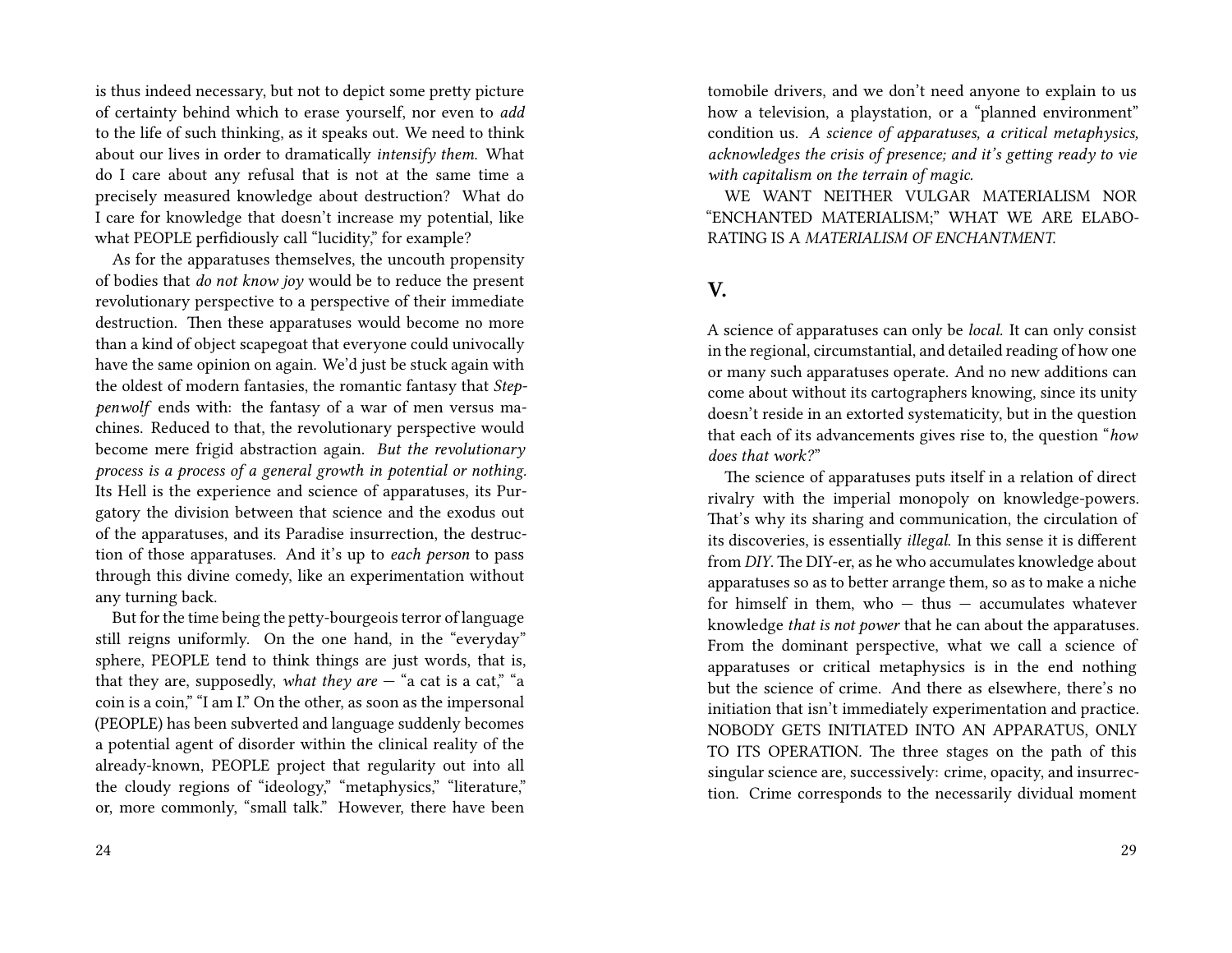is thus indeed necessary, but not to depict some pretty picture of certainty behind which to erase yourself, nor even to *add* to the life of such thinking, as it speaks out. We need to think about our lives in order to dramatically *intensify them.* What do I care about any refusal that is not at the same time a precisely measured knowledge about destruction? What do I care for knowledge that doesn't increase my potential, like what PEOPLE perfidiously call "lucidity," for example?

As for the apparatuses themselves, the uncouth propensity of bodies that *do not know joy* would be to reduce the present revolutionary perspective to a perspective of their immediate destruction. Then these apparatuses would become no more than a kind of object scapegoat that everyone could univocally have the same opinion on again. We'd just be stuck again with the oldest of modern fantasies, the romantic fantasy that *Steppenwolf* ends with: the fantasy of a war of men versus machines. Reduced to that, the revolutionary perspective would become mere frigid abstraction again. *But the revolutionary process is a process of a general growth in potential or nothing.* Its Hell is the experience and science of apparatuses, its Purgatory the division between that science and the exodus out of the apparatuses, and its Paradise insurrection, the destruction of those apparatuses. And it's up to *each person* to pass through this divine comedy, like an experimentation without any turning back.

But for the time being the petty-bourgeois terror of language still reigns uniformly. On the one hand, in the "everyday" sphere, PEOPLE tend to think things are just words, that is, that they are, supposedly, *what they are* — "a cat is a cat," "a coin is a coin," "I am I." On the other, as soon as the impersonal (PEOPLE) has been subverted and language suddenly becomes a potential agent of disorder within the clinical reality of the already-known, PEOPLE project that regularity out into all the cloudy regions of "ideology," "metaphysics," "literature," or, more commonly, "small talk." However, there have been

tomobile drivers, and we don't need anyone to explain to us how a television, a playstation, or a "planned environment" condition us. *A science of apparatuses, a critical metaphysics, acknowledges the crisis of presence; and it's getting ready to vie with capitalism on the terrain of magic.*

WE WANT NEITHER VULGAR MATERIALISM NOR "ENCHANTED MATERIALISM;" WHAT WE ARE ELABORATING IS A *MATERIALISM OF ENCHANTMENT.*

## V.

A science of apparatuses can only be *local.* It can only consist in the regional, circumstantial, and detailed reading of how one or many such apparatuses operate. And no new additions can come about without its cartographers knowing, since its unity doesn't reside in an extorted systematicity, but in the question that each of its advancements gives rise to, the question "*how does that work?*"

The science of apparatuses puts itself in a relation of direct rivalry with the imperial monopoly on knowledge-powers. That's why its sharing and communication, the circulation of its discoveries, is essentially *illegal.* In this sense it is different from *DIY*. The DIY-er, as he who accumulates knowledge about apparatuses so as to better arrange them, so as to make a niche for himself in them, who — thus — accumulates whatever knowledge *that is not power* that he can about the apparatuses. From the dominant perspective, what we call a science of apparatuses or critical metaphysics is in the end nothing but the science of crime. And there as elsewhere, there's no initiation that isn't immediately experimentation and practice. NOBODY GETS INITIATED INTO AN APPARATUS, ONLY TO ITS OPERATION. The three stages on the path of this singular science are, successively: crime, opacity, and insurrection. Crime corresponds to the necessarily dividual moment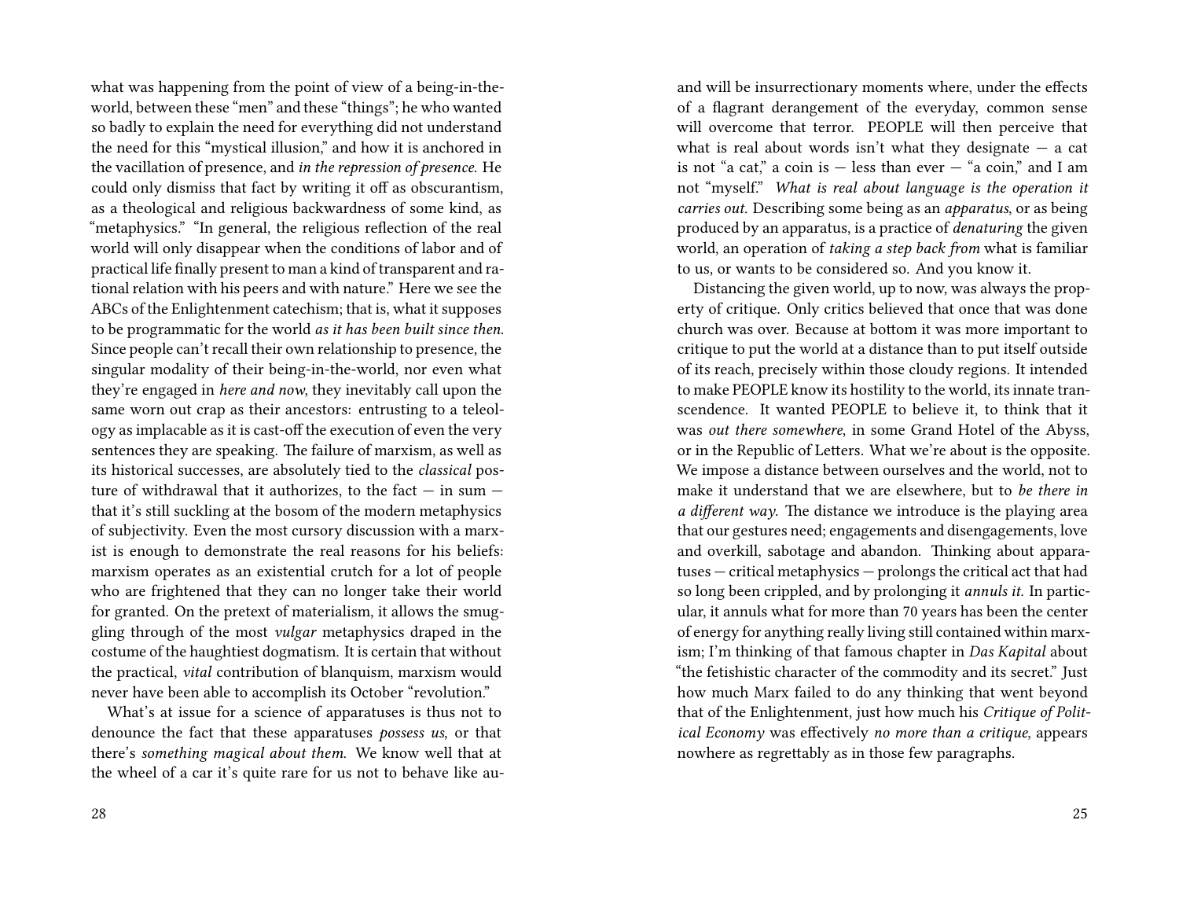what was happening from the point of view of a being-in-the-world, between these "men" and these "things"; he who wanted so badly to explain the need for everything did not understand the need for this "mystical illusion," and how it is anchored in the vacillation of presence, and *in the repression of presence.* He could only dismiss that fact by writing it off as obscurantism, as a theological and religious backwardness of some kind, as "metaphysics." "In general, the religious reflection of the real world will only disappear when the conditions of labor and of practical life finally present to man a kind of transparent and rational relation with his peers and with nature." Here we see the ABCs of the Enlightenment catechism; that is, what it supposes to be programmatic for the world *as it has been built since then.* Since people can't recall their own relationship to presence, the singular modality of their being-in-the-world, nor even what they're engaged in *here and now*, they inevitably call upon the same worn out crap as their ancestors: entrusting to a teleology as implacable as it is cast-off the execution of even the very sentences they are speaking. The failure of marxism, as well as its historical successes, are absolutely tied to the *classical* posture of withdrawal that it authorizes, to the fact — in sum — that it's still suckling at the bosom of the modern metaphysics of subjectivity. Even the most cursory discussion with a marxist is enough to demonstrate the real reasons for his beliefs: marxism operates as an existential crutch for a lot of people who are frightened that they can no longer take their world for granted. On the pretext of materialism, it allows the smuggling through of the most *vulgar* metaphysics draped in the costume of the haughtiest dogmatism. It is certain that without the practical, *vital* contribution of blanquism, marxism would never have been able to accomplish its October "revolution."

What's at issue for a science of apparatuses is thus not to denounce the fact that these apparatuses *possess us,* or that there's *something magical about them.* We know well that at the wheel of a car it's quite rare for us not to behave like au-

and will be insurrectionary moments where, under the effects of a flagrant derangement of the everyday, common sense will overcome that terror. PEOPLE will then perceive that what is real about words isn't what they designate — a cat is not "a cat," a coin is — less than ever — "a coin," and I am not "myself." *What is real about language is the operation it carries out.* Describing some being as an *apparatus*, or as being produced by an apparatus, is a practice of *denaturing* the given world, an operation of *taking a step back from* what is familiar to us, or wants to be considered so. And you know it.

Distancing the given world, up to now, was always the property of critique. Only critics believed that once that was done church was over. Because at bottom it was more important to critique to put the world at a distance than to put itself outside of its reach, precisely within those cloudy regions. It intended to make PEOPLE know its hostility to the world, its innate transcendence. It wanted PEOPLE to believe it, to think that it was *out there somewhere*, in some Grand Hotel of the Abyss, or in the Republic of Letters. What we're about is the opposite. We impose a distance between ourselves and the world, not to make it understand that we are elsewhere, but to *be there in a different way.* The distance we introduce is the playing area that our gestures need; engagements and disengagements, love and overkill, sabotage and abandon. Thinking about apparatuses — critical metaphysics — prolongs the critical act that had so long been crippled, and by prolonging it *annuls it.* In particular, it annuls what for more than 70 years has been the center of energy for anything really living still contained within marxism; I'm thinking of that famous chapter in *Das Kapital* about "the fetishistic character of the commodity and its secret." Just how much Marx failed to do any thinking that went beyond that of the Enlightenment, just how much his *Critique of Political Economy* was effectively *no more than a critique*, appears nowhere as regrettably as in those few paragraphs.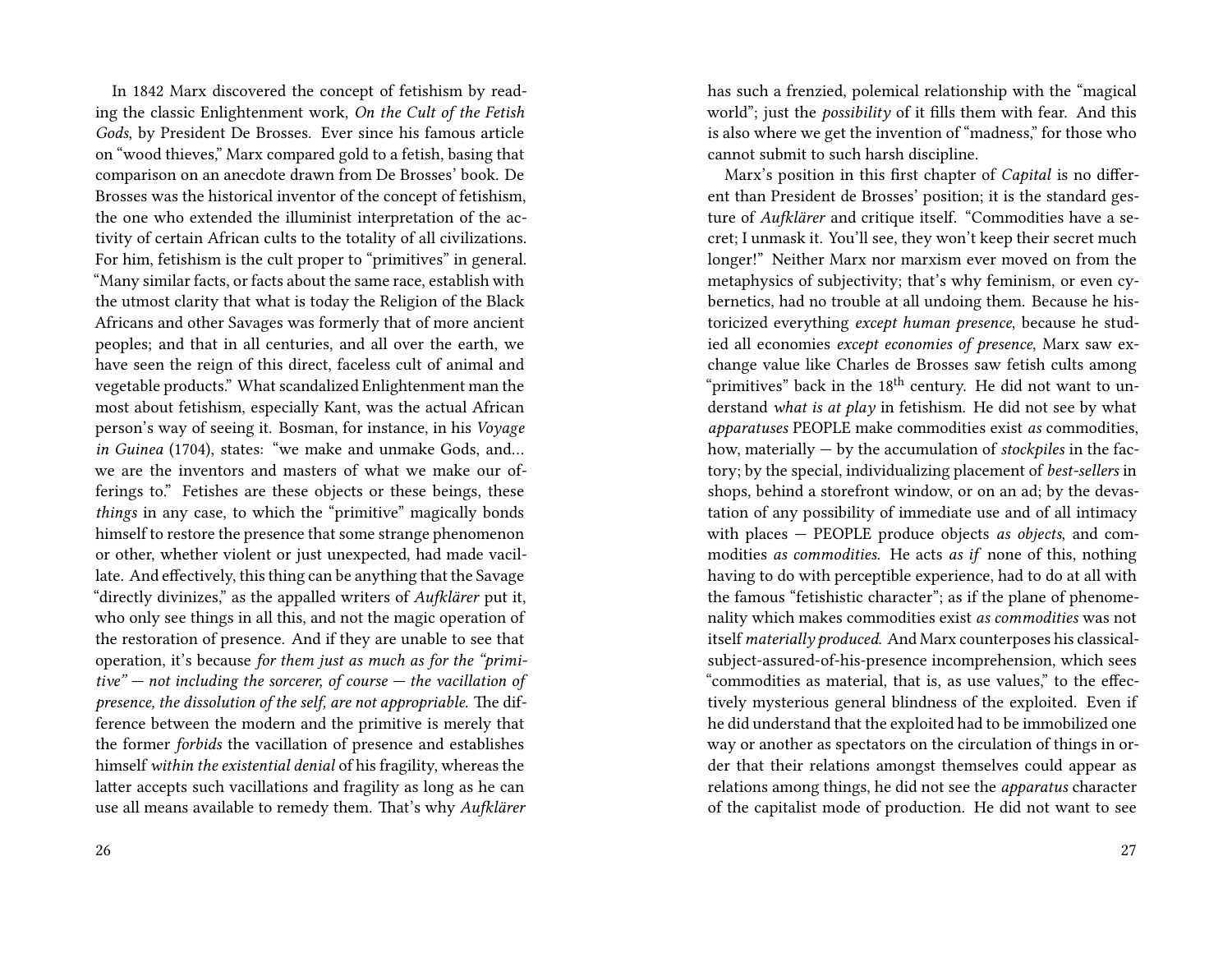In 1842 Marx discovered the concept of fetishism by reading the classic Enlightenment work, *On the Cult of the Fetish Gods*, by President De Brosses. Ever since his famous article on "wood thieves," Marx compared gold to a fetish, basing that comparison on an anecdote drawn from De Brosses' book. De Brosses was the historical inventor of the concept of fetishism, the one who extended the illuminist interpretation of the activity of certain African cults to the totality of all civilizations. For him, fetishism is the cult proper to "primitives" in general. "Many similar facts, or facts about the same race, establish with the utmost clarity that what is today the Religion of the Black Africans and other Savages was formerly that of more ancient peoples; and that in all centuries, and all over the earth, we have seen the reign of this direct, faceless cult of animal and vegetable products." What scandalized Enlightenment man the most about fetishism, especially Kant, was the actual African person's way of seeing it. Bosman, for instance, in his *Voyage in Guinea* (1704), states: "we make and unmake Gods, and… we are the inventors and masters of what we make our offerings to." Fetishes are these objects or these beings, these *things* in any case, to which the "primitive" magically bonds himself to restore the presence that some strange phenomenon or other, whether violent or just unexpected, had made vacillate. And effectively, this thing can be anything that the Savage "directly divinizes," as the appalled writers of *Aufklärer* put it, who only see things in all this, and not the magic operation of the restoration of presence. And if they are unable to see that operation, it's because *for them just as much as for the "primitive" — not including the sorcerer, of course — the vacillation of presence, the dissolution of the self, are not appropriable.* The difference between the modern and the primitive is merely that the former *forbids* the vacillation of presence and establishes himself *within the existential denial* of his fragility, whereas the latter accepts such vacillations and fragility as long as he can use all means available to remedy them. That's why *Aufklärer* has such a frenzied, polemical relationship with the "magical world"; just the *possibility* of it fills them with fear. And this is also where we get the invention of "madness," for those who cannot submit to such harsh discipline.

Marx's position in this first chapter of *Capital* is no different than President de Brosses' position; it is the standard gesture of *Aufklärer* and critique itself. "Commodities have a secret; I unmask it. You'll see, they won't keep their secret much longer!" Neither Marx nor marxism ever moved on from the metaphysics of subjectivity; that's why feminism, or even cybernetics, had no trouble at all undoing them. Because he historicized everything *except human presence*, because he studied all economies *except economies of presence*, Marx saw exchange value like Charles de Brosses saw fetish cults among "primitives" back in the 18th century. He did not want to understand *what is at play* in fetishism. He did not see by what *apparatuses* PEOPLE make commodities exist *as* commodities, how, materially — by the accumulation of *stockpiles* in the factory; by the special, individualizing placement of *best-sellers* in shops, behind a storefront window, or on an ad; by the devastation of any possibility of immediate use and of all intimacy with places — PEOPLE produce objects *as objects*, and commodities *as commodities.* He acts *as if* none of this, nothing having to do with perceptible experience, had to do at all with the famous "fetishistic character"; as if the plane of phenomenality which makes commodities exist *as commodities* was not itself *materially produced.* And Marx counterposes his classical-subject-assured-of-his-presence incomprehension, which sees "commodities as material, that is, as use values," to the effectively mysterious general blindness of the exploited. Even if he did understand that the exploited had to be immobilized one way or another as spectators on the circulation of things in order that their relations amongst themselves could appear as relations among things, he did not see the *apparatus* character of the capitalist mode of production. He did not want to see